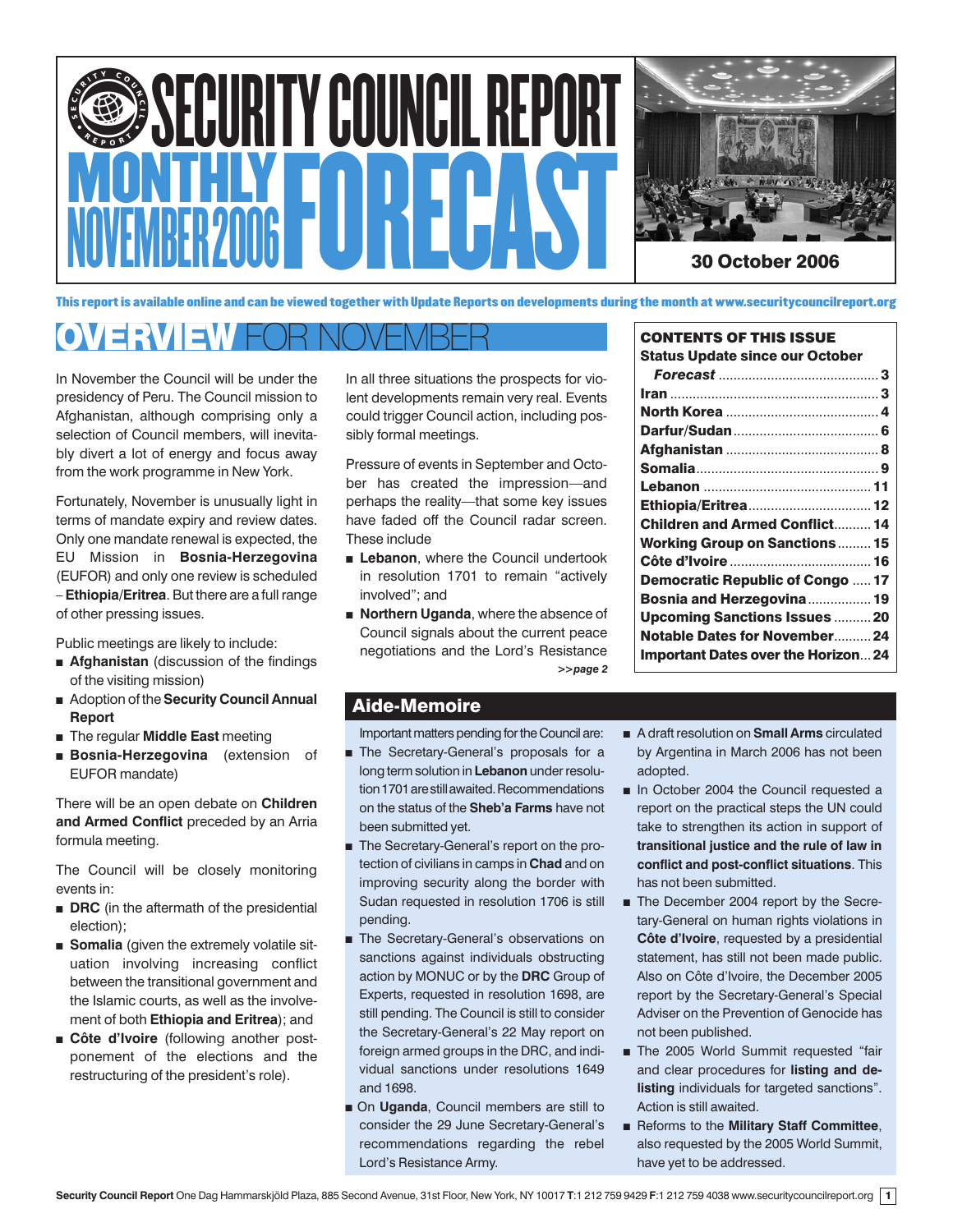# SECURITY COUNCIL REPORT MONTHLY FORECAST NOVEMBER 2006

**30 October 2006**

**This report is available online and can be viewed together with Update Reports on developments during the month at www.securitycouncilreport.org**

## OVERVIEW FOR NOVEMBER

In November the Council will be under the presidency of Peru. The Council mission to Afghanistan, although comprising only a selection of Council members, will inevitably divert a lot of energy and focus away from the work programme in New York.

Fortunately, November is unusually light in terms of mandate expiry and review dates. Only one mandate renewal is expected, the EU Mission in **Bosnia-Herzegovina** (EUFOR) and only one review is scheduled – **Ethiopia/Eritrea**. But there are a full range of other pressing issues.

Public meetings are likely to include:

- **Afghanistan** (discussion of the findings of the visiting mission)
- Adoption of the **Security Council Annual Report**
- The regular **Middle East** meeting
- **Bosnia-Herzegovina** (extension of EUFOR mandate)

There will be an open debate on **Children and Armed Conflict** preceded by an Arria formula meeting.

The Council will be closely monitoring events in:

- **DRC** (in the aftermath of the presidential election);
- **Somalia** (given the extremely volatile situation involving increasing conflict between the transitional government and the Islamic courts, as well as the involvement of both **Ethiopia and Eritrea**); and
- **Côte d'Ivoire** (following another postponement of the elections and the restructuring of the president's role).

In all three situations the prospects for violent developments remain very real. Events could trigger Council action, including possibly formal meetings.

Pressure of events in September and October has created the impression—and perhaps the reality—that some key issues have faded off the Council radar screen. These include

- **Lebanon**, where the Council undertook in resolution 1701 to remain "actively involved"; and
- **Northern Uganda**, where the absence of Council signals about the current peace negotiations and the Lord's Resistance

*>>page 2*

### CONTENTS OF THIS ISSUE

| | |
|---|---|
| Status Update since our October *Forecast* | 3 |
| Iran | 3 |
| North Korea | 4 |
| Darfur/Sudan | 6 |
| Afghanistan | 8 |
| Somalia | 9 |
| Lebanon | 11 |
| Ethiopia/Eritrea | 12 |
| Children and Armed Conflict | 14 |
| Working Group on Sanctions | 15 |
| Côte d'Ivoire | 16 |
| Democratic Republic of Congo | 17 |
| Bosnia and Herzegovina | 19 |
| Upcoming Sanctions Issues | 20 |
| Notable Dates for November | 24 |
| Important Dates over the Horizon | 24 |

## Aide-Memoire

Important matters pending for the Council are:

- The Secretary-General's proposals for a long term solution in **Lebanon** under resolution 1701 are still awaited. Recommendations on the status of the **Sheb'a Farms** have not been submitted yet.
- The Secretary-General's report on the protection of civilians in camps in **Chad** and on improving security along the border with Sudan requested in resolution 1706 is still pending.
- The Secretary-General's observations on sanctions against individuals obstructing action by MONUC or by the **DRC** Group of Experts, requested in resolution 1698, are still pending. The Council is still to consider the Secretary-General's 22 May report on foreign armed groups in the DRC, and individual sanctions under resolutions 1649 and 1698.
- On **Uganda**, Council members are still to consider the 29 June Secretary-General's recommendations regarding the rebel Lord's Resistance Army.
- A draft resolution on **Small Arms** circulated by Argentina in March 2006 has not been adopted.
- In October 2004 the Council requested a report on the practical steps the UN could take to strengthen its action in support of **transitional justice and the rule of law in conflict and post-conflict situations**. This has not been submitted.
- The December 2004 report by the Secretary-General on human rights violations in **Côte d'Ivoire**, requested by a presidential statement, has still not been made public. Also on Côte d'Ivoire, the December 2005 report by the Secretary-General's Special Adviser on the Prevention of Genocide has not been published.
- The 2005 World Summit requested "fair and clear procedures for **listing and de-listing** individuals for targeted sanctions". Action is still awaited.
- Reforms to the **Military Staff Committee**, also requested by the 2005 World Summit, have yet to be addressed.

**Security Council Report** One Dag Hammarskjöld Plaza, 885 Second Avenue, 31st Floor, New York, NY 10017 **T**:1 212 759 9429 **F**:1 212 759 4038 www.securitycouncilreport.org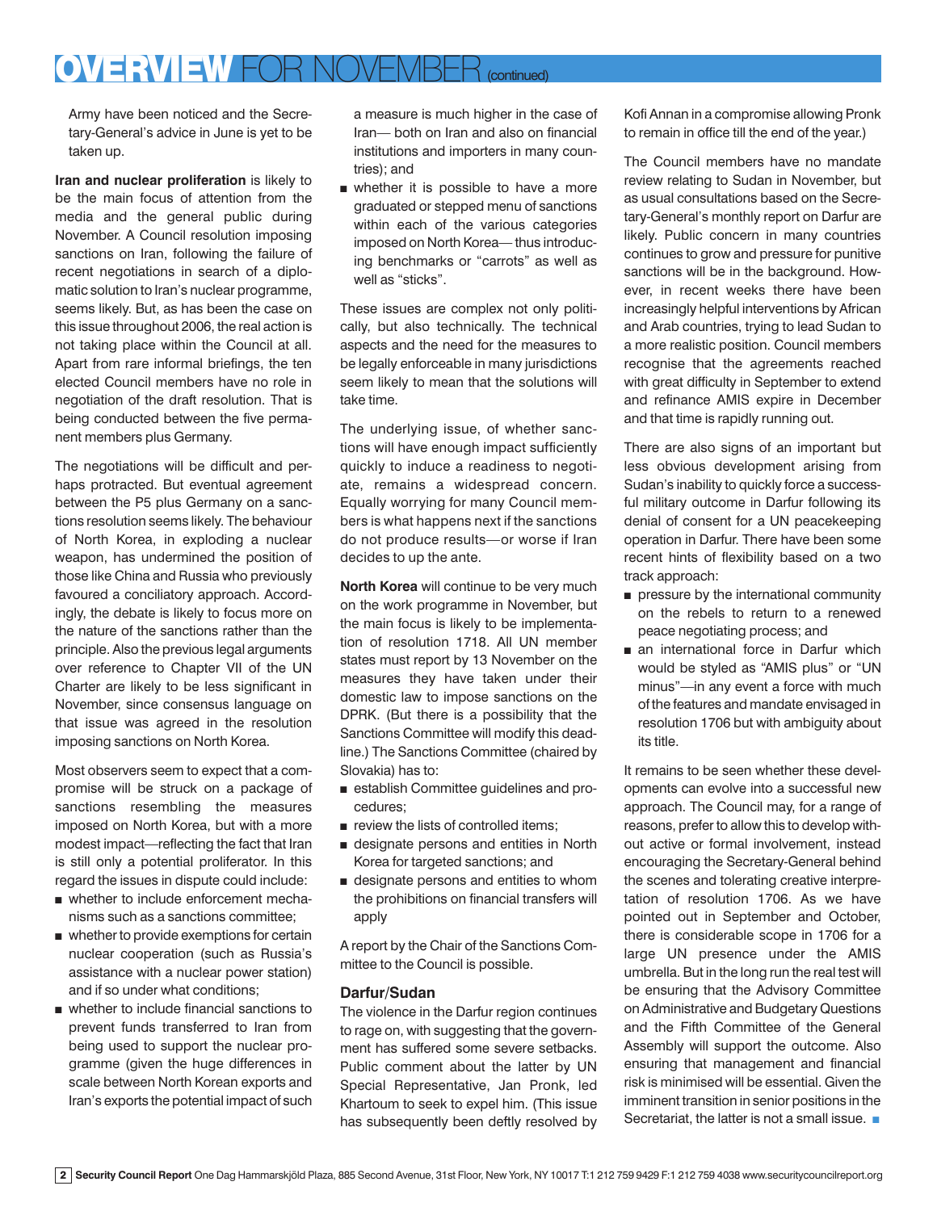# OVERVIEW FOR NOVEMBER (continued)

Army have been noticed and the Secretary-General's advice in June is yet to be taken up.

**Iran and nuclear proliferation** is likely to be the main focus of attention from the media and the general public during November. A Council resolution imposing sanctions on Iran, following the failure of recent negotiations in search of a diplomatic solution to Iran's nuclear programme, seems likely. But, as has been the case on this issue throughout 2006, the real action is not taking place within the Council at all. Apart from rare informal briefings, the ten elected Council members have no role in negotiation of the draft resolution. That is being conducted between the five permanent members plus Germany.

The negotiations will be difficult and perhaps protracted. But eventual agreement between the P5 plus Germany on a sanctions resolution seems likely. The behaviour of North Korea, in exploding a nuclear weapon, has undermined the position of those like China and Russia who previously favoured a conciliatory approach. Accordingly, the debate is likely to focus more on the nature of the sanctions rather than the principle. Also the previous legal arguments over reference to Chapter VII of the UN Charter are likely to be less significant in November, since consensus language on that issue was agreed in the resolution imposing sanctions on North Korea.

Most observers seem to expect that a compromise will be struck on a package of sanctions resembling the measures imposed on North Korea, but with a more modest impact—reflecting the fact that Iran is still only a potential proliferator. In this regard the issues in dispute could include:

- whether to include enforcement mechanisms such as a sanctions committee;
- whether to provide exemptions for certain nuclear cooperation (such as Russia's assistance with a nuclear power station) and if so under what conditions;
- whether to include financial sanctions to prevent funds transferred to Iran from being used to support the nuclear programme (given the huge differences in scale between North Korean exports and Iran's exports the potential impact of such a measure is much higher in the case of Iran— both on Iran and also on financial institutions and importers in many countries); and
- whether it is possible to have a more graduated or stepped menu of sanctions within each of the various categories imposed on North Korea— thus introducing benchmarks or "carrots" as well as well as "sticks".

These issues are complex not only politically, but also technically. The technical aspects and the need for the measures to be legally enforceable in many jurisdictions seem likely to mean that the solutions will take time.

The underlying issue, of whether sanctions will have enough impact sufficiently quickly to induce a readiness to negotiate, remains a widespread concern. Equally worrying for many Council members is what happens next if the sanctions do not produce results—or worse if Iran decides to up the ante.

**North Korea** will continue to be very much on the work programme in November, but the main focus is likely to be implementation of resolution 1718. All UN member states must report by 13 November on the measures they have taken under their domestic law to impose sanctions on the DPRK. (But there is a possibility that the Sanctions Committee will modify this deadline.) The Sanctions Committee (chaired by Slovakia) has to:

- establish Committee guidelines and procedures;
- review the lists of controlled items;
- designate persons and entities in North Korea for targeted sanctions; and
- designate persons and entities to whom the prohibitions on financial transfers will apply

A report by the Chair of the Sanctions Committee to the Council is possible.

## Darfur/Sudan

The violence in the Darfur region continues to rage on, with suggesting that the government has suffered some severe setbacks. Public comment about the latter by UN Special Representative, Jan Pronk, led Khartoum to seek to expel him. (This issue has subsequently been deftly resolved by Kofi Annan in a compromise allowing Pronk to remain in office till the end of the year.)

The Council members have no mandate review relating to Sudan in November, but as usual consultations based on the Secretary-General's monthly report on Darfur are likely. Public concern in many countries continues to grow and pressure for punitive sanctions will be in the background. However, in recent weeks there have been increasingly helpful interventions by African and Arab countries, trying to lead Sudan to a more realistic position. Council members recognise that the agreements reached with great difficulty in September to extend and refinance AMIS expire in December and that time is rapidly running out.

There are also signs of an important but less obvious development arising from Sudan's inability to quickly force a successful military outcome in Darfur following its denial of consent for a UN peacekeeping operation in Darfur. There have been some recent hints of flexibility based on a two track approach:

- pressure by the international community on the rebels to return to a renewed peace negotiating process; and
- an international force in Darfur which would be styled as "AMIS plus" or "UN minus"—in any event a force with much of the features and mandate envisaged in resolution 1706 but with ambiguity about its title.

It remains to be seen whether these developments can evolve into a successful new approach. The Council may, for a range of reasons, prefer to allow this to develop without active or formal involvement, instead encouraging the Secretary-General behind the scenes and tolerating creative interpretation of resolution 1706. As we have pointed out in September and October, there is considerable scope in 1706 for a large UN presence under the AMIS umbrella. But in the long run the real test will be ensuring that the Advisory Committee on Administrative and Budgetary Questions and the Fifth Committee of the General Assembly will support the outcome. Also ensuring that management and financial risk is minimised will be essential. Given the imminent transition in senior positions in the Secretariat, the latter is not a small issue. ■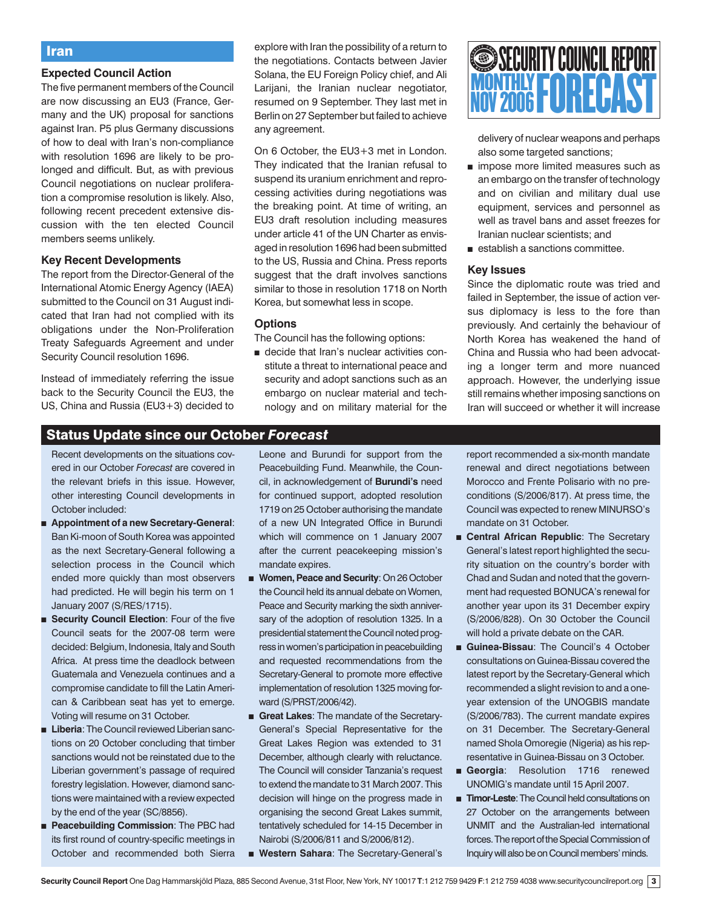## Iran

### Expected Council Action

The five permanent members of the Council are now discussing an EU3 (France, Germany and the UK) proposal for sanctions against Iran. P5 plus Germany discussions of how to deal with Iran's non-compliance with resolution 1696 are likely to be prolonged and difficult. But, as with previous Council negotiations on nuclear proliferation a compromise resolution is likely. Also, following recent precedent extensive discussion with the ten elected Council members seems unlikely.

### Key Recent Developments

The report from the Director-General of the International Atomic Energy Agency (IAEA) submitted to the Council on 31 August indicated that Iran had not complied with its obligations under the Non-Proliferation Treaty Safeguards Agreement and under Security Council resolution 1696.

Instead of immediately referring the issue back to the Security Council the EU3, the US, China and Russia (EU3+3) decided to explore with Iran the possibility of a return to the negotiations. Contacts between Javier Solana, the EU Foreign Policy chief, and Ali Larijani, the Iranian nuclear negotiator, resumed on 9 September. They last met in Berlin on 27 September but failed to achieve any agreement.

On 6 October, the EU3+3 met in London. They indicated that the Iranian refusal to suspend its uranium enrichment and reprocessing activities during negotiations was the breaking point. At time of writing, an EU3 draft resolution including measures under article 41 of the UN Charter as envisaged in resolution 1696 had been submitted to the US, Russia and China. Press reports suggest that the draft involves sanctions similar to those in resolution 1718 on North Korea, but somewhat less in scope.

### Options

The Council has the following options:

- decide that Iran's nuclear activities constitute a threat to international peace and security and adopt sanctions such as an embargo on nuclear material and technology and on military material for the delivery of nuclear weapons and perhaps also some targeted sanctions;
- impose more limited measures such as an embargo on the transfer of technology and on civilian and military dual use equipment, services and personnel as well as travel bans and asset freezes for Iranian nuclear scientists; and
- establish a sanctions committee.

### Key Issues

Since the diplomatic route was tried and failed in September, the issue of action versus diplomacy is less to the fore than previously. And certainly the behaviour of North Korea has weakened the hand of China and Russia who had been advocating a longer term and more nuanced approach. However, the underlying issue still remains whether imposing sanctions on Iran will succeed or whether it will increase

## Status Update since our October *Forecast*

Recent developments on the situations covered in our October *Forecast* are covered in the relevant briefs in this issue. However, other interesting Council developments in October included:

- **Appointment of a new Secretary-General**: Ban Ki-moon of South Korea was appointed as the next Secretary-General following a selection process in the Council which ended more quickly than most observers had predicted. He will begin his term on 1 January 2007 (S/RES/1715).
- **Security Council Election**: Four of the five Council seats for the 2007-08 term were decided: Belgium, Indonesia, Italy and South Africa. At press time the deadlock between Guatemala and Venezuela continues and a compromise candidate to fill the Latin American & Caribbean seat has yet to emerge. Voting will resume on 31 October.
- **Liberia**: The Council reviewed Liberian sanctions on 20 October concluding that timber sanctions would not be reinstated due to the Liberian government's passage of required forestry legislation. However, diamond sanctions were maintained with a review expected by the end of the year (SC/8856).
- **Peacebuilding Commission**: The PBC had its first round of country-specific meetings in October and recommended both Sierra Leone and Burundi for support from the Peacebuilding Fund. Meanwhile, the Council, in acknowledgement of **Burundi's** need for continued support, adopted resolution 1719 on 25 October authorising the mandate of a new UN Integrated Office in Burundi which will commence on 1 January 2007 after the current peacekeeping mission's mandate expires.
- **Women, Peace and Security**: On 26 October the Council held its annual debate on Women, Peace and Security marking the sixth anniversary of the adoption of resolution 1325. In a presidential statement the Council noted progress in women's participation in peacebuilding and requested recommendations from the Secretary-General to promote more effective implementation of resolution 1325 moving forward (S/PRST/2006/42).
- **Great Lakes**: The mandate of the Secretary-General's Special Representative for the Great Lakes Region was extended to 31 December, although clearly with reluctance. The Council will consider Tanzania's request to extend the mandate to 31 March 2007. This decision will hinge on the progress made in organising the second Great Lakes summit, tentatively scheduled for 14-15 December in Nairobi (S/2006/811 and S/2006/812).
- **Western Sahara**: The Secretary-General's report recommended a six-month mandate renewal and direct negotiations between Morocco and Frente Polisario with no preconditions (S/2006/817). At press time, the Council was expected to renew MINURSO's mandate on 31 October.
- **Central African Republic**: The Secretary General's latest report highlighted the security situation on the country's border with Chad and Sudan and noted that the government had requested BONUCA's renewal for another year upon its 31 December expiry (S/2006/828). On 30 October the Council will hold a private debate on the CAR.
- **Guinea-Bissau**: The Council's 4 October consultations on Guinea-Bissau covered the latest report by the Secretary-General which recommended a slight revision to and a one-year extension of the UNOGBIS mandate (S/2006/783). The current mandate expires on 31 December. The Secretary-General named Shola Omoregie (Nigeria) as his representative in Guinea-Bissau on 3 October.
- **Georgia**: Resolution 1716 renewed UNOMIG's mandate until 15 April 2007.
- **Timor-Leste**: The Council held consultations on 27 October on the arrangements between UNMIT and the Australian-led international forces. The report of the Special Commission of Inquiry will also be on Council members' minds.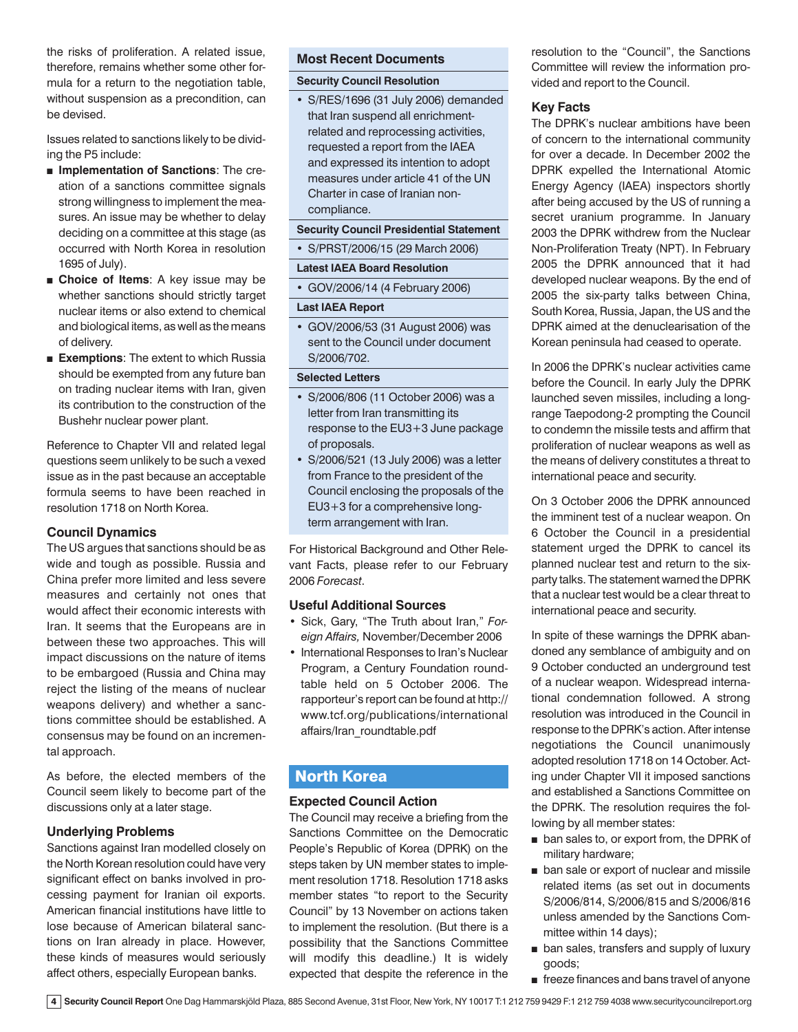the risks of proliferation. A related issue, therefore, remains whether some other formula for a return to the negotiation table, without suspension as a precondition, can be devised.

Issues related to sanctions likely to be dividing the P5 include:

- **Implementation of Sanctions**: The creation of a sanctions committee signals strong willingness to implement the measures. An issue may be whether to delay deciding on a committee at this stage (as occurred with North Korea in resolution 1695 of July).
- **Choice of Items**: A key issue may be whether sanctions should strictly target nuclear items or also extend to chemical and biological items, as well as the means of delivery.
- **Exemptions**: The extent to which Russia should be exempted from any future ban on trading nuclear items with Iran, given its contribution to the construction of the Bushehr nuclear power plant.

Reference to Chapter VII and related legal questions seem unlikely to be such a vexed issue as in the past because an acceptable formula seems to have been reached in resolution 1718 on North Korea.

### Council Dynamics

The US argues that sanctions should be as wide and tough as possible. Russia and China prefer more limited and less severe measures and certainly not ones that would affect their economic interests with Iran. It seems that the Europeans are in between these two approaches. This will impact discussions on the nature of items to be embargoed (Russia and China may reject the listing of the means of nuclear weapons delivery) and whether a sanctions committee should be established. A consensus may be found on an incremental approach.

As before, the elected members of the Council seem likely to become part of the discussions only at a later stage.

### Underlying Problems

Sanctions against Iran modelled closely on the North Korean resolution could have very significant effect on banks involved in processing payment for Iranian oil exports. American financial institutions have little to lose because of American bilateral sanctions on Iran already in place. However, these kinds of measures would seriously affect others, especially European banks.

### Most Recent Documents

**Security Council Resolution**

- S/RES/1696 (31 July 2006) demanded that Iran suspend all enrichment-related and reprocessing activities, requested a report from the IAEA and expressed its intention to adopt measures under article 41 of the UN Charter in case of Iranian non-compliance.

**Security Council Presidential Statement**

- S/PRST/2006/15 (29 March 2006)

**Latest IAEA Board Resolution**

- GOV/2006/14 (4 February 2006)

**Last IAEA Report**

- GOV/2006/53 (31 August 2006) was sent to the Council under document S/2006/702.

**Selected Letters**

- S/2006/806 (11 October 2006) was a letter from Iran transmitting its response to the EU3+3 June package of proposals.
- S/2006/521 (13 July 2006) was a letter from France to the president of the Council enclosing the proposals of the EU3+3 for a comprehensive long-term arrangement with Iran.

For Historical Background and Other Relevant Facts, please refer to our February 2006 *Forecast*.

### Useful Additional Sources

- Sick, Gary, "The Truth about Iran," *Foreign Affairs,* November/December 2006
- International Responses to Iran's Nuclear Program, a Century Foundation roundtable held on 5 October 2006. The rapporteur's report can be found at http://www.tcf.org/publications/internationalaffairs/Iran_roundtable.pdf

## North Korea

### Expected Council Action

The Council may receive a briefing from the Sanctions Committee on the Democratic People's Republic of Korea (DPRK) on the steps taken by UN member states to implement resolution 1718. Resolution 1718 asks member states "to report to the Security Council" by 13 November on actions taken to implement the resolution. (But there is a possibility that the Sanctions Committee will modify this deadline.) It is widely expected that despite the reference in the resolution to the "Council", the Sanctions Committee will review the information provided and report to the Council.

### Key Facts

The DPRK's nuclear ambitions have been of concern to the international community for over a decade. In December 2002 the DPRK expelled the International Atomic Energy Agency (IAEA) inspectors shortly after being accused by the US of running a secret uranium programme. In January 2003 the DPRK withdrew from the Nuclear Non-Proliferation Treaty (NPT). In February 2005 the DPRK announced that it had developed nuclear weapons. By the end of 2005 the six-party talks between China, South Korea, Russia, Japan, the US and the DPRK aimed at the denuclearisation of the Korean peninsula had ceased to operate.

In 2006 the DPRK's nuclear activities came before the Council. In early July the DPRK launched seven missiles, including a long-range Taepodong-2 prompting the Council to condemn the missile tests and affirm that proliferation of nuclear weapons as well as the means of delivery constitutes a threat to international peace and security.

On 3 October 2006 the DPRK announced the imminent test of a nuclear weapon. On 6 October the Council in a presidential statement urged the DPRK to cancel its planned nuclear test and return to the six-party talks. The statement warned the DPRK that a nuclear test would be a clear threat to international peace and security.

In spite of these warnings the DPRK abandoned any semblance of ambiguity and on 9 October conducted an underground test of a nuclear weapon. Widespread international condemnation followed. A strong resolution was introduced in the Council in response to the DPRK's action. After intense negotiations the Council unanimously adopted resolution 1718 on 14 October. Acting under Chapter VII it imposed sanctions and established a Sanctions Committee on the DPRK. The resolution requires the following by all member states:

- ban sales to, or export from, the DPRK of military hardware;
- ban sale or export of nuclear and missile related items (as set out in documents S/2006/814, S/2006/815 and S/2006/816 unless amended by the Sanctions Committee within 14 days);
- ban sales, transfers and supply of luxury goods;
- freeze finances and bans travel of anyone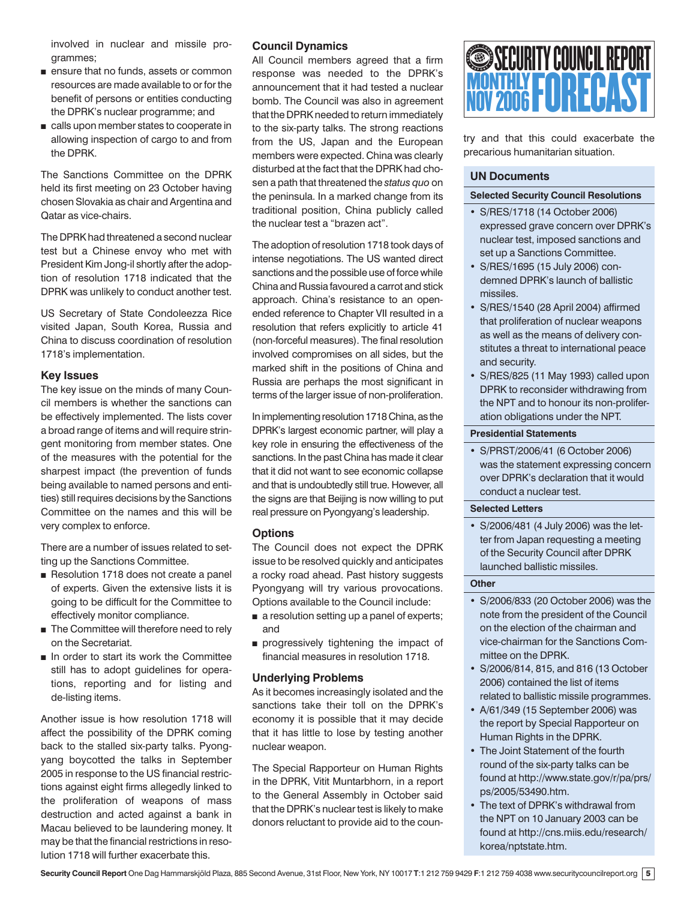involved in nuclear and missile programmes;

- ensure that no funds, assets or common resources are made available to or for the benefit of persons or entities conducting the DPRK's nuclear programme; and
- calls upon member states to cooperate in allowing inspection of cargo to and from the DPRK.

The Sanctions Committee on the DPRK held its first meeting on 23 October having chosen Slovakia as chair and Argentina and Qatar as vice-chairs.

The DPRK had threatened a second nuclear test but a Chinese envoy who met with President Kim Jong-il shortly after the adoption of resolution 1718 indicated that the DPRK was unlikely to conduct another test.

US Secretary of State Condoleezza Rice visited Japan, South Korea, Russia and China to discuss coordination of resolution 1718's implementation.

### Key Issues

The key issue on the minds of many Council members is whether the sanctions can be effectively implemented. The lists cover a broad range of items and will require stringent monitoring from member states. One of the measures with the potential for the sharpest impact (the prevention of funds being available to named persons and entities) still requires decisions by the Sanctions Committee on the names and this will be very complex to enforce.

There are a number of issues related to setting up the Sanctions Committee.

- Resolution 1718 does not create a panel of experts. Given the extensive lists it is going to be difficult for the Committee to effectively monitor compliance.
- The Committee will therefore need to rely on the Secretariat.
- In order to start its work the Committee still has to adopt guidelines for operations, reporting and for listing and de-listing items.

Another issue is how resolution 1718 will affect the possibility of the DPRK coming back to the stalled six-party talks. Pyongyang boycotted the talks in September 2005 in response to the US financial restrictions against eight firms allegedly linked to the proliferation of weapons of mass destruction and acted against a bank in Macau believed to be laundering money. It may be that the financial restrictions in resolution 1718 will further exacerbate this.

### Council Dynamics

All Council members agreed that a firm response was needed to the DPRK's announcement that it had tested a nuclear bomb. The Council was also in agreement that the DPRK needed to return immediately to the six-party talks. The strong reactions from the US, Japan and the European members were expected. China was clearly disturbed at the fact that the DPRK had chosen a path that threatened the *status quo* on the peninsula. In a marked change from its traditional position, China publicly called the nuclear test a "brazen act".

The adoption of resolution 1718 took days of intense negotiations. The US wanted direct sanctions and the possible use of force while China and Russia favoured a carrot and stick approach. China's resistance to an open-ended reference to Chapter VII resulted in a resolution that refers explicitly to article 41 (non-forceful measures). The final resolution involved compromises on all sides, but the marked shift in the positions of China and Russia are perhaps the most significant in terms of the larger issue of non-proliferation.

In implementing resolution 1718 China, as the DPRK's largest economic partner, will play a key role in ensuring the effectiveness of the sanctions. In the past China has made it clear that it did not want to see economic collapse and that is undoubtedly still true. However, all the signs are that Beijing is now willing to put real pressure on Pyongyang's leadership.

### Options

The Council does not expect the DPRK issue to be resolved quickly and anticipates a rocky road ahead. Past history suggests Pyongyang will try various provocations. Options available to the Council include:

- a resolution setting up a panel of experts; and
- progressively tightening the impact of financial measures in resolution 1718.

### Underlying Problems

As it becomes increasingly isolated and the sanctions take their toll on the DPRK's economy it is possible that it may decide that it has little to lose by testing another nuclear weapon.

The Special Rapporteur on Human Rights in the DPRK, Vitit Muntarbhorn, in a report to the General Assembly in October said that the DPRK's nuclear test is likely to make donors reluctant to provide aid to the country and that this could exacerbate the precarious humanitarian situation.

### UN Documents

#### Selected Security Council Resolutions

- S/RES/1718 (14 October 2006) expressed grave concern over DPRK's nuclear test, imposed sanctions and set up a Sanctions Committee.
- S/RES/1695 (15 July 2006) condemned DPRK's launch of ballistic missiles.
- S/RES/1540 (28 April 2004) affirmed that proliferation of nuclear weapons as well as the means of delivery constitutes a threat to international peace and security.
- S/RES/825 (11 May 1993) called upon DPRK to reconsider withdrawing from the NPT and to honour its non-proliferation obligations under the NPT.

#### Presidential Statements

- S/PRST/2006/41 (6 October 2006) was the statement expressing concern over DPRK's declaration that it would conduct a nuclear test.

#### Selected Letters

- S/2006/481 (4 July 2006) was the letter from Japan requesting a meeting of the Security Council after DPRK launched ballistic missiles.

#### Other

- S/2006/833 (20 October 2006) was the note from the president of the Council on the election of the chairman and vice-chairman for the Sanctions Committee on the DPRK.
- S/2006/814, 815, and 816 (13 October 2006) contained the list of items related to ballistic missile programmes.
- A/61/349 (15 September 2006) was the report by Special Rapporteur on Human Rights in the DPRK.
- The Joint Statement of the fourth round of the six-party talks can be found at http://www.state.gov/r/pa/prs/ps/2005/53490.htm.
- The text of DPRK's withdrawal from the NPT on 10 January 2003 can be found at http://cns.miis.edu/research/korea/nptstate.htm.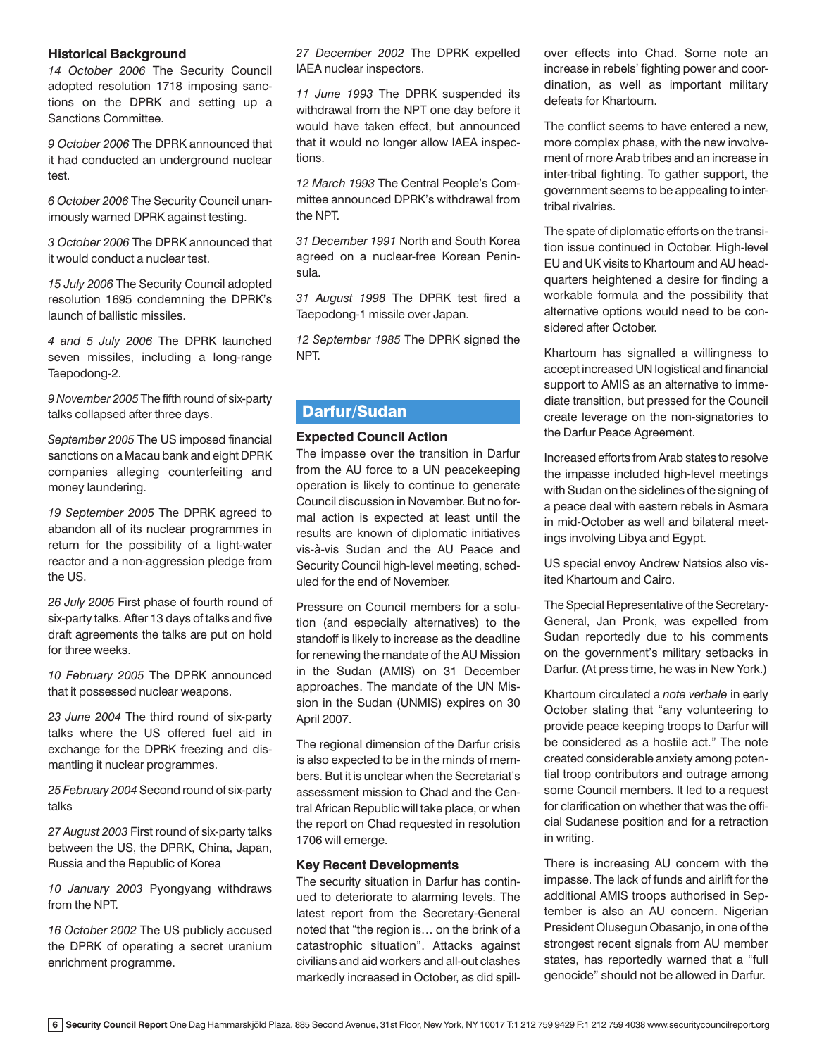### Historical Background

*14 October 2006* The Security Council adopted resolution 1718 imposing sanctions on the DPRK and setting up a Sanctions Committee.

*9 October 2006* The DPRK announced that it had conducted an underground nuclear test.

*6 October 2006* The Security Council unanimously warned DPRK against testing.

*3 October 2006* The DPRK announced that it would conduct a nuclear test.

*15 July 2006* The Security Council adopted resolution 1695 condemning the DPRK's launch of ballistic missiles.

*4 and 5 July 2006* The DPRK launched seven missiles, including a long-range Taepodong-2.

*9 November 2005* The fifth round of six-party talks collapsed after three days.

*September 2005* The US imposed financial sanctions on a Macau bank and eight DPRK companies alleging counterfeiting and money laundering.

*19 September 2005* The DPRK agreed to abandon all of its nuclear programmes in return for the possibility of a light-water reactor and a non-aggression pledge from the US.

*26 July 2005* First phase of fourth round of six-party talks. After 13 days of talks and five draft agreements the talks are put on hold for three weeks.

*10 February 2005* The DPRK announced that it possessed nuclear weapons.

*23 June 2004* The third round of six-party talks where the US offered fuel aid in exchange for the DPRK freezing and dismantling it nuclear programmes.

*25 February 2004* Second round of six-party talks

*27 August 2003* First round of six-party talks between the US, the DPRK, China, Japan, Russia and the Republic of Korea

*10 January 2003* Pyongyang withdraws from the NPT.

*16 October 2002* The US publicly accused the DPRK of operating a secret uranium enrichment programme.

*27 December 2002* The DPRK expelled IAEA nuclear inspectors.

*11 June 1993* The DPRK suspended its withdrawal from the NPT one day before it would have taken effect, but announced that it would no longer allow IAEA inspections.

*12 March 1993* The Central People's Committee announced DPRK's withdrawal from the NPT.

*31 December 1991* North and South Korea agreed on a nuclear-free Korean Peninsula.

*31 August 1998* The DPRK test fired a Taepodong-1 missile over Japan.

*12 September 1985* The DPRK signed the NPT.

## Darfur/Sudan

### Expected Council Action

The impasse over the transition in Darfur from the AU force to a UN peacekeeping operation is likely to continue to generate Council discussion in November. But no formal action is expected at least until the results are known of diplomatic initiatives vis-à-vis Sudan and the AU Peace and Security Council high-level meeting, scheduled for the end of November.

Pressure on Council members for a solution (and especially alternatives) to the standoff is likely to increase as the deadline for renewing the mandate of the AU Mission in the Sudan (AMIS) on 31 December approaches. The mandate of the UN Mission in the Sudan (UNMIS) expires on 30 April 2007.

The regional dimension of the Darfur crisis is also expected to be in the minds of members. But it is unclear when the Secretariat's assessment mission to Chad and the Central African Republic will take place, or when the report on Chad requested in resolution 1706 will emerge.

### Key Recent Developments

The security situation in Darfur has continued to deteriorate to alarming levels. The latest report from the Secretary-General noted that "the region is… on the brink of a catastrophic situation". Attacks against civilians and aid workers and all-out clashes markedly increased in October, as did spill-over effects into Chad. Some note an increase in rebels' fighting power and coordination, as well as important military defeats for Khartoum.

The conflict seems to have entered a new, more complex phase, with the new involvement of more Arab tribes and an increase in inter-tribal fighting. To gather support, the government seems to be appealing to inter-tribal rivalries.

The spate of diplomatic efforts on the transition issue continued in October. High-level EU and UK visits to Khartoum and AU headquarters heightened a desire for finding a workable formula and the possibility that alternative options would need to be considered after October.

Khartoum has signalled a willingness to accept increased UN logistical and financial support to AMIS as an alternative to immediate transition, but pressed for the Council create leverage on the non-signatories to the Darfur Peace Agreement.

Increased efforts from Arab states to resolve the impasse included high-level meetings with Sudan on the sidelines of the signing of a peace deal with eastern rebels in Asmara in mid-October as well and bilateral meetings involving Libya and Egypt.

US special envoy Andrew Natsios also visited Khartoum and Cairo.

The Special Representative of the Secretary-General, Jan Pronk, was expelled from Sudan reportedly due to his comments on the government's military setbacks in Darfur. (At press time, he was in New York.)

Khartoum circulated a *note verbale* in early October stating that "any volunteering to provide peace keeping troops to Darfur will be considered as a hostile act." The note created considerable anxiety among potential troop contributors and outrage among some Council members. It led to a request for clarification on whether that was the official Sudanese position and for a retraction in writing.

There is increasing AU concern with the impasse. The lack of funds and airlift for the additional AMIS troops authorised in September is also an AU concern. Nigerian President Olusegun Obasanjo, in one of the strongest recent signals from AU member states, has reportedly warned that a "full genocide" should not be allowed in Darfur.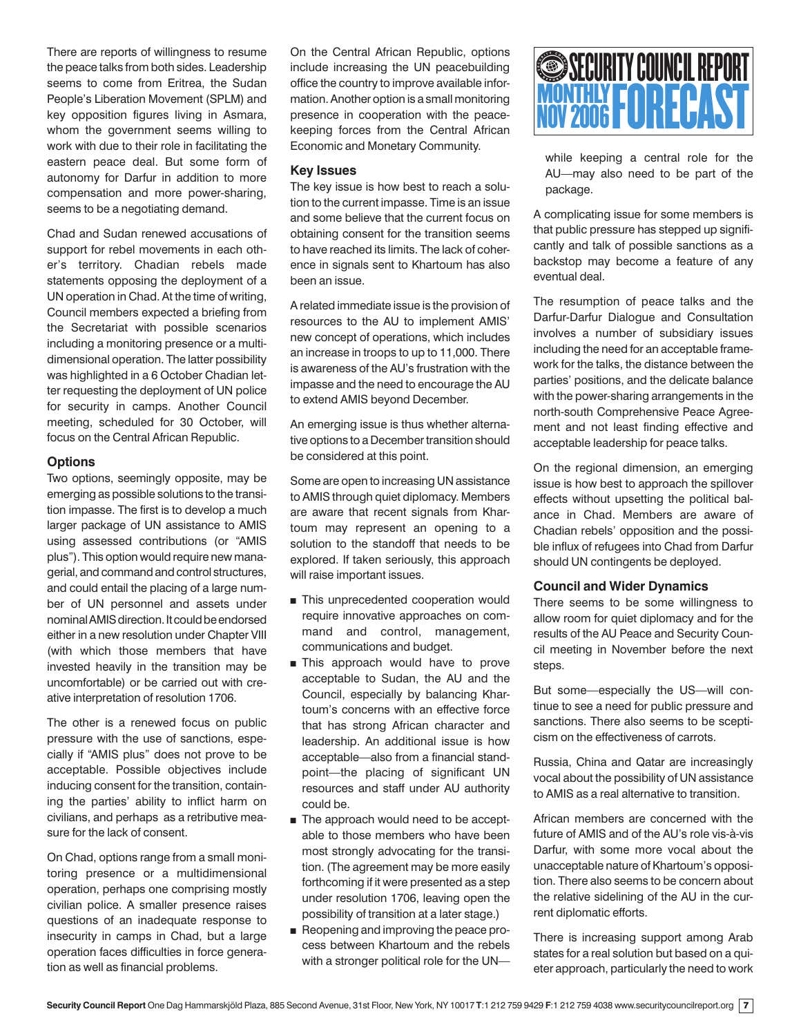There are reports of willingness to resume the peace talks from both sides. Leadership seems to come from Eritrea, the Sudan People's Liberation Movement (SPLM) and key opposition figures living in Asmara, whom the government seems willing to work with due to their role in facilitating the eastern peace deal. But some form of autonomy for Darfur in addition to more compensation and more power-sharing, seems to be a negotiating demand.

Chad and Sudan renewed accusations of support for rebel movements in each other's territory. Chadian rebels made statements opposing the deployment of a UN operation in Chad. At the time of writing, Council members expected a briefing from the Secretariat with possible scenarios including a monitoring presence or a multidimensional operation. The latter possibility was highlighted in a 6 October Chadian letter requesting the deployment of UN police for security in camps. Another Council meeting, scheduled for 30 October, will focus on the Central African Republic.

## Options

Two options, seemingly opposite, may be emerging as possible solutions to the transition impasse. The first is to develop a much larger package of UN assistance to AMIS using assessed contributions (or "AMIS plus"). This option would require new managerial, and command and control structures, and could entail the placing of a large number of UN personnel and assets under nominal AMIS direction. It could be endorsed either in a new resolution under Chapter VIII (with which those members that have invested heavily in the transition may be uncomfortable) or be carried out with creative interpretation of resolution 1706.

The other is a renewed focus on public pressure with the use of sanctions, especially if "AMIS plus" does not prove to be acceptable. Possible objectives include inducing consent for the transition, containing the parties' ability to inflict harm on civilians, and perhaps as a retributive measure for the lack of consent.

On Chad, options range from a small monitoring presence or a multidimensional operation, perhaps one comprising mostly civilian police. A smaller presence raises questions of an inadequate response to insecurity in camps in Chad, but a large operation faces difficulties in force generation as well as financial problems.

On the Central African Republic, options include increasing the UN peacebuilding office the country to improve available information. Another option is a small monitoring presence in cooperation with the peacekeeping forces from the Central African Economic and Monetary Community.

## Key Issues

The key issue is how best to reach a solution to the current impasse. Time is an issue and some believe that the current focus on obtaining consent for the transition seems to have reached its limits. The lack of coherence in signals sent to Khartoum has also been an issue.

A related immediate issue is the provision of resources to the AU to implement AMIS' new concept of operations, which includes an increase in troops to up to 11,000. There is awareness of the AU's frustration with the impasse and the need to encourage the AU to extend AMIS beyond December.

An emerging issue is thus whether alternative options to a December transition should be considered at this point.

Some are open to increasing UN assistance to AMIS through quiet diplomacy. Members are aware that recent signals from Khartoum may represent an opening to a solution to the standoff that needs to be explored. If taken seriously, this approach will raise important issues.

- This unprecedented cooperation would require innovative approaches on command and control, management, communications and budget.
- This approach would have to prove acceptable to Sudan, the AU and the Council, especially by balancing Khartoum's concerns with an effective force that has strong African character and leadership. An additional issue is how acceptable—also from a financial standpoint—the placing of significant UN resources and staff under AU authority could be.
- The approach would need to be acceptable to those members who have been most strongly advocating for the transition. (The agreement may be more easily forthcoming if it were presented as a step under resolution 1706, leaving open the possibility of transition at a later stage.)
- Reopening and improving the peace process between Khartoum and the rebels with a stronger political role for the UN—while keeping a central role for the AU—may also need to be part of the package.

A complicating issue for some members is that public pressure has stepped up significantly and talk of possible sanctions as a backstop may become a feature of any eventual deal.

The resumption of peace talks and the Darfur-Darfur Dialogue and Consultation involves a number of subsidiary issues including the need for an acceptable framework for the talks, the distance between the parties' positions, and the delicate balance with the power-sharing arrangements in the north-south Comprehensive Peace Agreement and not least finding effective and acceptable leadership for peace talks.

On the regional dimension, an emerging issue is how best to approach the spillover effects without upsetting the political balance in Chad. Members are aware of Chadian rebels' opposition and the possible influx of refugees into Chad from Darfur should UN contingents be deployed.

## Council and Wider Dynamics

There seems to be some willingness to allow room for quiet diplomacy and for the results of the AU Peace and Security Council meeting in November before the next steps.

But some—especially the US—will continue to see a need for public pressure and sanctions. There also seems to be scepticism on the effectiveness of carrots.

Russia, China and Qatar are increasingly vocal about the possibility of UN assistance to AMIS as a real alternative to transition.

African members are concerned with the future of AMIS and of the AU's role vis-à-vis Darfur, with some more vocal about the unacceptable nature of Khartoum's opposition. There also seems to be concern about the relative sidelining of the AU in the current diplomatic efforts.

There is increasing support among Arab states for a real solution but based on a quieter approach, particularly the need to work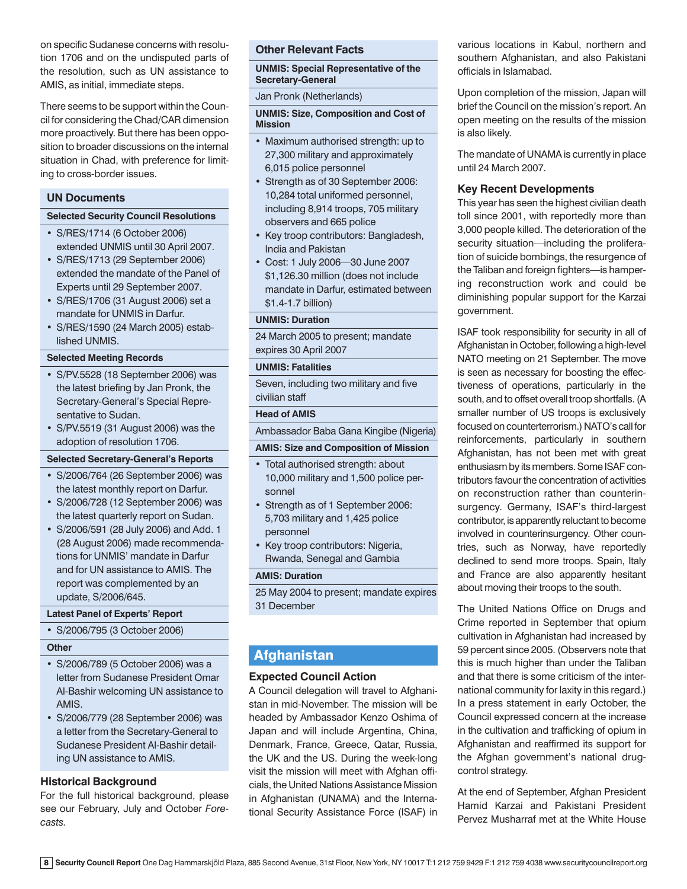on specific Sudanese concerns with resolution 1706 and on the undisputed parts of the resolution, such as UN assistance to AMIS, as initial, immediate steps.

There seems to be support within the Council for considering the Chad/CAR dimension more proactively. But there has been opposition to broader discussions on the internal situation in Chad, with preference for limiting to cross-border issues.

## UN Documents

### Selected Security Council Resolutions

- S/RES/1714 (6 October 2006) extended UNMIS until 30 April 2007.
- S/RES/1713 (29 September 2006) extended the mandate of the Panel of Experts until 29 September 2007.
- S/RES/1706 (31 August 2006) set a mandate for UNMIS in Darfur.
- S/RES/1590 (24 March 2005) established UNMIS.

### Selected Meeting Records

- S/PV.5528 (18 September 2006) was the latest briefing by Jan Pronk, the Secretary-General's Special Representative to Sudan.
- S/PV.5519 (31 August 2006) was the adoption of resolution 1706.

### Selected Secretary-General's Reports

- S/2006/764 (26 September 2006) was the latest monthly report on Darfur.
- S/2006/728 (12 September 2006) was the latest quarterly report on Sudan.
- S/2006/591 (28 July 2006) and Add. 1 (28 August 2006) made recommendations for UNMIS' mandate in Darfur and for UN assistance to AMIS. The report was complemented by an update, S/2006/645.

### Latest Panel of Experts' Report

- S/2006/795 (3 October 2006)

### Other

- S/2006/789 (5 October 2006) was a letter from Sudanese President Omar Al-Bashir welcoming UN assistance to AMIS.
- S/2006/779 (28 September 2006) was a letter from the Secretary-General to Sudanese President Al-Bashir detailing UN assistance to AMIS.

## Historical Background

For the full historical background, please see our February, July and October *Forecasts.*

## Other Relevant Facts

### UNMIS: Special Representative of the Secretary-General

Jan Pronk (Netherlands)

### UNMIS: Size, Composition and Cost of Mission

- Maximum authorised strength: up to 27,300 military and approximately 6,015 police personnel
- Strength as of 30 September 2006: 10,284 total uniformed personnel, including 8,914 troops, 705 military observers and 665 police
- Key troop contributors: Bangladesh, India and Pakistan
- Cost: 1 July 2006—30 June 2007 $1,126.30 million (does not include mandate in Darfur, estimated between $1.4-1.7 billion)

### UNMIS: Duration

24 March 2005 to present; mandate expires 30 April 2007

### UNMIS: Fatalities

Seven, including two military and five civilian staff

### Head of AMIS

Ambassador Baba Gana Kingibe (Nigeria)

### AMIS: Size and Composition of Mission

- Total authorised strength: about 10,000 military and 1,500 police personnel
- Strength as of 1 September 2006: 5,703 military and 1,425 police personnel
- Key troop contributors: Nigeria, Rwanda, Senegal and Gambia

### AMIS: Duration

25 May 2004 to present; mandate expires 31 December

# Afghanistan

## Expected Council Action

A Council delegation will travel to Afghanistan in mid-November. The mission will be headed by Ambassador Kenzo Oshima of Japan and will include Argentina, China, Denmark, France, Greece, Qatar, Russia, the UK and the US. During the week-long visit the mission will meet with Afghan officials, the United Nations Assistance Mission in Afghanistan (UNAMA) and the International Security Assistance Force (ISAF) in various locations in Kabul, northern and southern Afghanistan, and also Pakistani officials in Islamabad.

Upon completion of the mission, Japan will brief the Council on the mission's report. An open meeting on the results of the mission is also likely.

The mandate of UNAMA is currently in place until 24 March 2007.

## Key Recent Developments

This year has seen the highest civilian death toll since 2001, with reportedly more than 3,000 people killed. The deterioration of the security situation—including the proliferation of suicide bombings, the resurgence of the Taliban and foreign fighters—is hampering reconstruction work and could be diminishing popular support for the Karzai government.

ISAF took responsibility for security in all of Afghanistan in October, following a high-level NATO meeting on 21 September. The move is seen as necessary for boosting the effectiveness of operations, particularly in the south, and to offset overall troop shortfalls. (A smaller number of US troops is exclusively focused on counterterrorism.) NATO's call for reinforcements, particularly in southern Afghanistan, has not been met with great enthusiasm by its members. Some ISAF contributors favour the concentration of activities on reconstruction rather than counterinsurgency. Germany, ISAF's third-largest contributor, is apparently reluctant to become involved in counterinsurgency. Other countries, such as Norway, have reportedly declined to send more troops. Spain, Italy and France are also apparently hesitant about moving their troops to the south.

The United Nations Office on Drugs and Crime reported in September that opium cultivation in Afghanistan had increased by 59 percent since 2005. (Observers note that this is much higher than under the Taliban and that there is some criticism of the international community for laxity in this regard.) In a press statement in early October, the Council expressed concern at the increase in the cultivation and trafficking of opium in Afghanistan and reaffirmed its support for the Afghan government's national drug-control strategy.

At the end of September, Afghan President Hamid Karzai and Pakistani President Pervez Musharraf met at the White House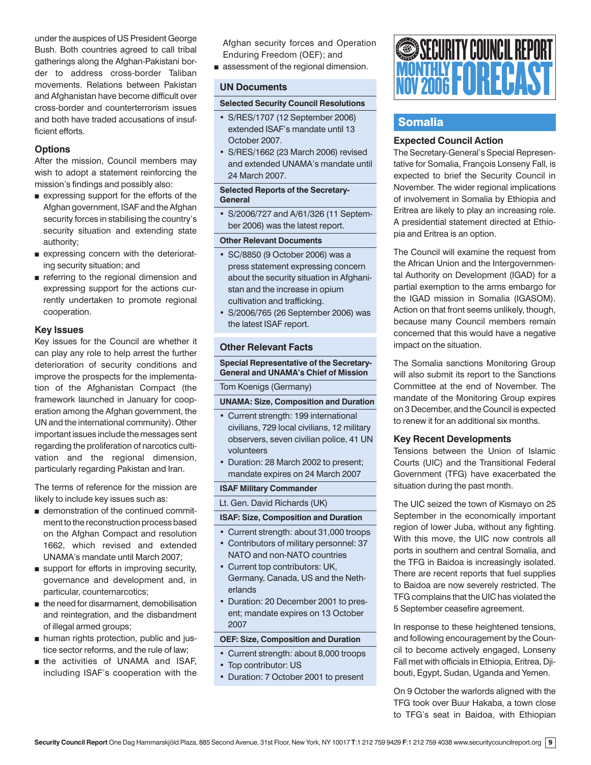under the auspices of US President George Bush. Both countries agreed to call tribal gatherings along the Afghan-Pakistani border to address cross-border Taliban movements. Relations between Pakistan and Afghanistan have become difficult over cross-border and counterterrorism issues and both have traded accusations of insufficient efforts.

### Options

After the mission, Council members may wish to adopt a statement reinforcing the mission's findings and possibly also:

- expressing support for the efforts of the Afghan government, ISAF and the Afghan security forces in stabilising the country's security situation and extending state authority;
- expressing concern with the deteriorating security situation; and
- referring to the regional dimension and expressing support for the actions currently undertaken to promote regional cooperation.

### Key Issues

Key issues for the Council are whether it can play any role to help arrest the further deterioration of security conditions and improve the prospects for the implementation of the Afghanistan Compact (the framework launched in January for cooperation among the Afghan government, the UN and the international community). Other important issues include the messages sent regarding the proliferation of narcotics cultivation and the regional dimension, particularly regarding Pakistan and Iran.

The terms of reference for the mission are likely to include key issues such as:

- demonstration of the continued commitment to the reconstruction process based on the Afghan Compact and resolution 1662, which revised and extended UNAMA's mandate until March 2007;
- support for efforts in improving security, governance and development and, in particular, counternarcotics;
- the need for disarmament, demobilisation and reintegration, and the disbandment of illegal armed groups;
- human rights protection, public and justice sector reforms, and the rule of law;
- the activities of UNAMA and ISAF, including ISAF's cooperation with the Afghan security forces and Operation Enduring Freedom (OEF); and
- assessment of the regional dimension.

### UN Documents

#### Selected Security Council Resolutions

- S/RES/1707 (12 September 2006) extended ISAF's mandate until 13 October 2007.
- S/RES/1662 (23 March 2006) revised and extended UNAMA's mandate until 24 March 2007.

#### Selected Reports of the Secretary-General

- S/2006/727 and A/61/326 (11 September 2006) was the latest report.

#### Other Relevant Documents

- SC/8850 (9 October 2006) was a press statement expressing concern about the security situation in Afghanistan and the increase in opium cultivation and trafficking.
- S/2006/765 (26 September 2006) was the latest ISAF report.

### Other Relevant Facts

#### Special Representative of the Secretary-General and UNAMA's Chief of Mission

Tom Koenigs (Germany)

#### UNAMA: Size, Composition and Duration

- Current strength: 199 international civilians, 729 local civilians, 12 military observers, seven civilian police, 41 UN volunteers
- Duration: 28 March 2002 to present; mandate expires on 24 March 2007

#### ISAF Military Commander

Lt. Gen. David Richards (UK)

#### ISAF: Size, Composition and Duration

- Current strength: about 31,000 troops
- Contributors of military personnel: 37 NATO and non-NATO countries
- Current top contributors: UK, Germany, Canada, US and the Netherlands
- Duration: 20 December 2001 to present; mandate expires on 13 October 2007

#### OEF: Size, Composition and Duration

- Current strength: about 8,000 troops
- Top contributor: US
- Duration: 7 October 2001 to present

## Somalia

### Expected Council Action

The Secretary-General's Special Representative for Somalia, François Lonseny Fall, is expected to brief the Security Council in November. The wider regional implications of involvement in Somalia by Ethiopia and Eritrea are likely to play an increasing role. A presidential statement directed at Ethiopia and Eritrea is an option.

The Council will examine the request from the African Union and the Intergovernmental Authority on Development (IGAD) for a partial exemption to the arms embargo for the IGAD mission in Somalia (IGASOM). Action on that front seems unlikely, though, because many Council members remain concerned that this would have a negative impact on the situation.

The Somalia sanctions Monitoring Group will also submit its report to the Sanctions Committee at the end of November. The mandate of the Monitoring Group expires on 3 December, and the Council is expected to renew it for an additional six months.

### Key Recent Developments

Tensions between the Union of Islamic Courts (UIC) and the Transitional Federal Government (TFG) have exacerbated the situation during the past month.

The UIC seized the town of Kismayo on 25 September in the economically important region of lower Juba, without any fighting. With this move, the UIC now controls all ports in southern and central Somalia, and the TFG in Baidoa is increasingly isolated. There are recent reports that fuel supplies to Baidoa are now severely restricted. The TFG complains that the UIC has violated the 5 September ceasefire agreement.

In response to these heightened tensions, and following encouragement by the Council to become actively engaged, Lonseny Fall met with officials in Ethiopia, Eritrea, Djibouti, Egypt, Sudan, Uganda and Yemen.

On 9 October the warlords aligned with the TFG took over Buur Hakaba, a town close to TFG's seat in Baidoa, with Ethiopian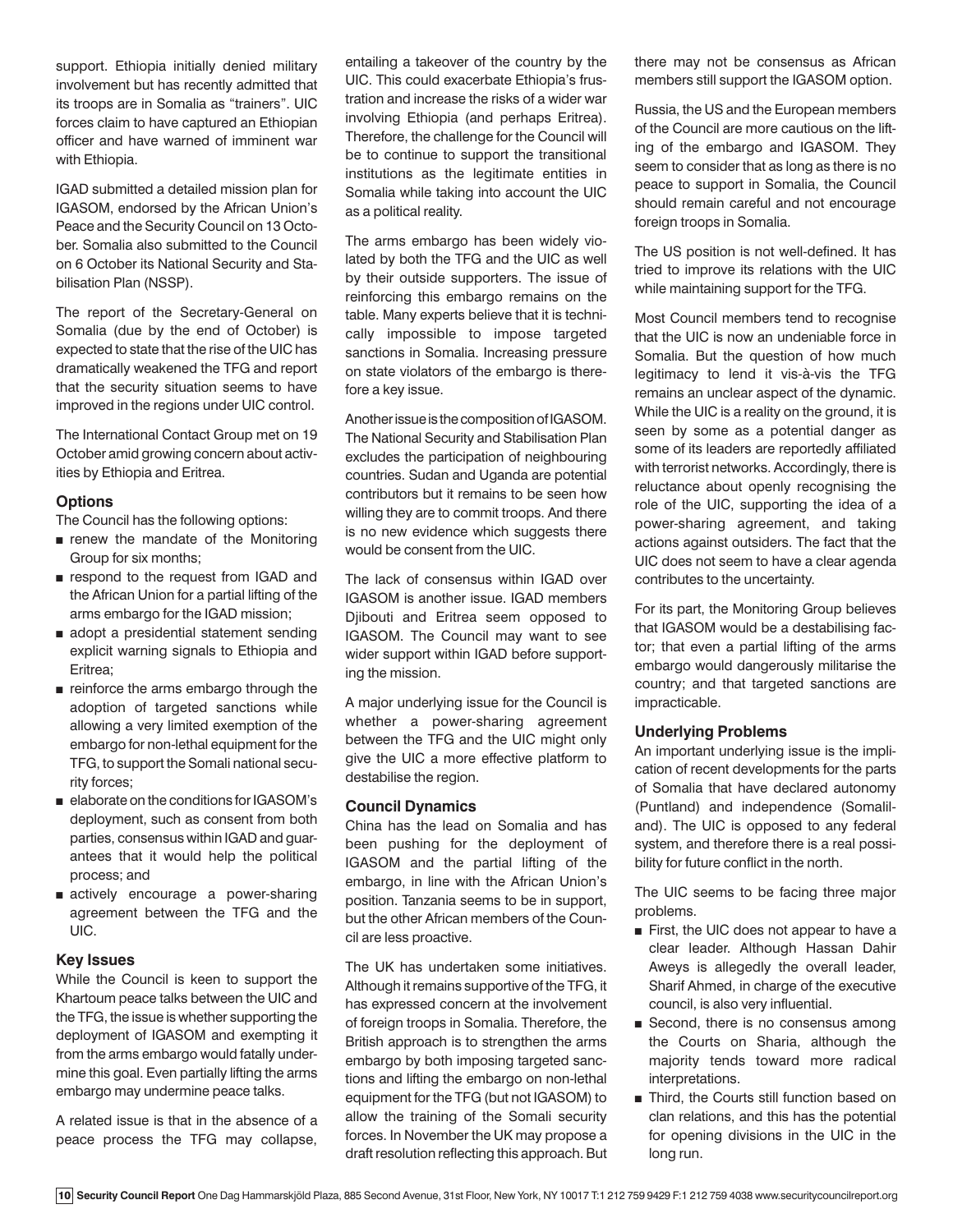support. Ethiopia initially denied military involvement but has recently admitted that its troops are in Somalia as "trainers". UIC forces claim to have captured an Ethiopian officer and have warned of imminent war with Ethiopia.

IGAD submitted a detailed mission plan for IGASOM, endorsed by the African Union's Peace and the Security Council on 13 October. Somalia also submitted to the Council on 6 October its National Security and Stabilisation Plan (NSSP).

The report of the Secretary-General on Somalia (due by the end of October) is expected to state that the rise of the UIC has dramatically weakened the TFG and report that the security situation seems to have improved in the regions under UIC control.

The International Contact Group met on 19 October amid growing concern about activities by Ethiopia and Eritrea.

## Options

The Council has the following options:

- renew the mandate of the Monitoring Group for six months;
- respond to the request from IGAD and the African Union for a partial lifting of the arms embargo for the IGAD mission;
- adopt a presidential statement sending explicit warning signals to Ethiopia and Eritrea;
- reinforce the arms embargo through the adoption of targeted sanctions while allowing a very limited exemption of the embargo for non-lethal equipment for the TFG, to support the Somali national security forces;
- elaborate on the conditions for IGASOM's deployment, such as consent from both parties, consensus within IGAD and guarantees that it would help the political process; and
- actively encourage a power-sharing agreement between the TFG and the UIC.

## Key Issues

While the Council is keen to support the Khartoum peace talks between the UIC and the TFG, the issue is whether supporting the deployment of IGASOM and exempting it from the arms embargo would fatally undermine this goal. Even partially lifting the arms embargo may undermine peace talks.

A related issue is that in the absence of a peace process the TFG may collapse, entailing a takeover of the country by the UIC. This could exacerbate Ethiopia's frustration and increase the risks of a wider war involving Ethiopia (and perhaps Eritrea). Therefore, the challenge for the Council will be to continue to support the transitional institutions as the legitimate entities in Somalia while taking into account the UIC as a political reality.

The arms embargo has been widely violated by both the TFG and the UIC as well by their outside supporters. The issue of reinforcing this embargo remains on the table. Many experts believe that it is technically impossible to impose targeted sanctions in Somalia. Increasing pressure on state violators of the embargo is therefore a key issue.

Another issue is the composition of IGASOM. The National Security and Stabilisation Plan excludes the participation of neighbouring countries. Sudan and Uganda are potential contributors but it remains to be seen how willing they are to commit troops. And there is no new evidence which suggests there would be consent from the UIC.

The lack of consensus within IGAD over IGASOM is another issue. IGAD members Djibouti and Eritrea seem opposed to IGASOM. The Council may want to see wider support within IGAD before supporting the mission.

A major underlying issue for the Council is whether a power-sharing agreement between the TFG and the UIC might only give the UIC a more effective platform to destabilise the region.

## Council Dynamics

China has the lead on Somalia and has been pushing for the deployment of IGASOM and the partial lifting of the embargo, in line with the African Union's position. Tanzania seems to be in support, but the other African members of the Council are less proactive.

The UK has undertaken some initiatives. Although it remains supportive of the TFG, it has expressed concern at the involvement of foreign troops in Somalia. Therefore, the British approach is to strengthen the arms embargo by both imposing targeted sanctions and lifting the embargo on non-lethal equipment for the TFG (but not IGASOM) to allow the training of the Somali security forces. In November the UK may propose a draft resolution reflecting this approach. But there may not be consensus as African members still support the IGASOM option.

Russia, the US and the European members of the Council are more cautious on the lifting of the embargo and IGASOM. They seem to consider that as long as there is no peace to support in Somalia, the Council should remain careful and not encourage foreign troops in Somalia.

The US position is not well-defined. It has tried to improve its relations with the UIC while maintaining support for the TFG.

Most Council members tend to recognise that the UIC is now an undeniable force in Somalia. But the question of how much legitimacy to lend it vis-à-vis the TFG remains an unclear aspect of the dynamic. While the UIC is a reality on the ground, it is seen by some as a potential danger as some of its leaders are reportedly affiliated with terrorist networks. Accordingly, there is reluctance about openly recognising the role of the UIC, supporting the idea of a power-sharing agreement, and taking actions against outsiders. The fact that the UIC does not seem to have a clear agenda contributes to the uncertainty.

For its part, the Monitoring Group believes that IGASOM would be a destabilising factor; that even a partial lifting of the arms embargo would dangerously militarise the country; and that targeted sanctions are impracticable.

## Underlying Problems

An important underlying issue is the implication of recent developments for the parts of Somalia that have declared autonomy (Puntland) and independence (Somaliland). The UIC is opposed to any federal system, and therefore there is a real possibility for future conflict in the north.

The UIC seems to be facing three major problems.

- First, the UIC does not appear to have a clear leader. Although Hassan Dahir Aweys is allegedly the overall leader, Sharif Ahmed, in charge of the executive council, is also very influential.
- Second, there is no consensus among the Courts on Sharia, although the majority tends toward more radical interpretations.
- Third, the Courts still function based on clan relations, and this has the potential for opening divisions in the UIC in the long run.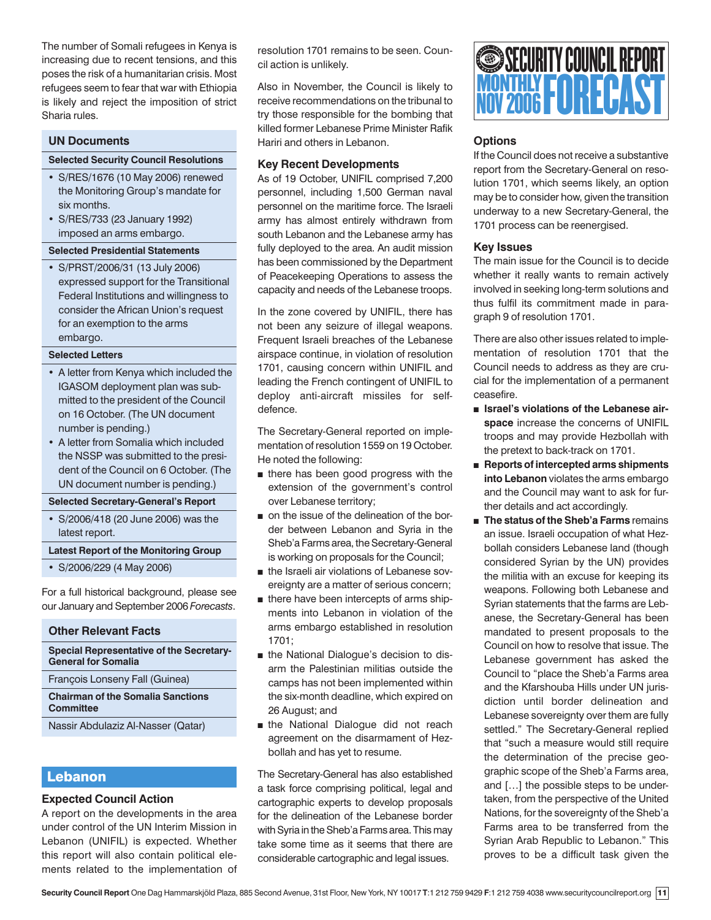The number of Somali refugees in Kenya is increasing due to recent tensions, and this poses the risk of a humanitarian crisis. Most refugees seem to fear that war with Ethiopia is likely and reject the imposition of strict Sharia rules.

## UN Documents

### Selected Security Council Resolutions

- S/RES/1676 (10 May 2006) renewed the Monitoring Group's mandate for six months.
- S/RES/733 (23 January 1992) imposed an arms embargo.

### Selected Presidential Statements

- S/PRST/2006/31 (13 July 2006) expressed support for the Transitional Federal Institutions and willingness to consider the African Union's request for an exemption to the arms embargo.

### Selected Letters

- A letter from Kenya which included the IGASOM deployment plan was submitted to the president of the Council on 16 October. (The UN document number is pending.)
- A letter from Somalia which included the NSSP was submitted to the president of the Council on 6 October. (The UN document number is pending.)

### Selected Secretary-General's Report

- S/2006/418 (20 June 2006) was the latest report.

### Latest Report of the Monitoring Group

- S/2006/229 (4 May 2006)

For a full historical background, please see our January and September 2006 *Forecasts*.

## Other Relevant Facts

### Special Representative of the Secretary-General for Somalia

François Lonseny Fall (Guinea)

### Chairman of the Somalia Sanctions Committee

Nassir Abdulaziz Al-Nasser (Qatar)

# Lebanon

## Expected Council Action

A report on the developments in the area under control of the UN Interim Mission in Lebanon (UNIFIL) is expected. Whether this report will also contain political elements related to the implementation of resolution 1701 remains to be seen. Council action is unlikely.

Also in November, the Council is likely to receive recommendations on the tribunal to try those responsible for the bombing that killed former Lebanese Prime Minister Rafik Hariri and others in Lebanon.

## Key Recent Developments

As of 19 October, UNIFIL comprised 7,200 personnel, including 1,500 German naval personnel on the maritime force. The Israeli army has almost entirely withdrawn from south Lebanon and the Lebanese army has fully deployed to the area. An audit mission has been commissioned by the Department of Peacekeeping Operations to assess the capacity and needs of the Lebanese troops.

In the zone covered by UNIFIL, there has not been any seizure of illegal weapons. Frequent Israeli breaches of the Lebanese airspace continue, in violation of resolution 1701, causing concern within UNIFIL and leading the French contingent of UNIFIL to deploy anti-aircraft missiles for self-defence.

The Secretary-General reported on implementation of resolution 1559 on 19 October. He noted the following:

- there has been good progress with the extension of the government's control over Lebanese territory;
- on the issue of the delineation of the border between Lebanon and Syria in the Sheb'a Farms area, the Secretary-General is working on proposals for the Council;
- the Israeli air violations of Lebanese sovereignty are a matter of serious concern;
- there have been intercepts of arms shipments into Lebanon in violation of the arms embargo established in resolution 1701;
- the National Dialogue's decision to disarm the Palestinian militias outside the camps has not been implemented within the six-month deadline, which expired on 26 August; and
- the National Dialogue did not reach agreement on the disarmament of Hezbollah and has yet to resume.

The Secretary-General has also established a task force comprising political, legal and cartographic experts to develop proposals for the delineation of the Lebanese border with Syria in the Sheb'a Farms area. This may take some time as it seems that there are considerable cartographic and legal issues.

## Options

If the Council does not receive a substantive report from the Secretary-General on resolution 1701, which seems likely, an option may be to consider how, given the transition underway to a new Secretary-General, the 1701 process can be reenergised.

## Key Issues

The main issue for the Council is to decide whether it really wants to remain actively involved in seeking long-term solutions and thus fulfil its commitment made in paragraph 9 of resolution 1701.

There are also other issues related to implementation of resolution 1701 that the Council needs to address as they are crucial for the implementation of a permanent ceasefire.

- **Israel's violations of the Lebanese airspace** increase the concerns of UNIFIL troops and may provide Hezbollah with the pretext to back-track on 1701.
- **Reports of intercepted arms shipments into Lebanon** violates the arms embargo and the Council may want to ask for further details and act accordingly.
- **The status of the Sheb'a Farms** remains an issue. Israeli occupation of what Hezbollah considers Lebanese land (though considered Syrian by the UN) provides the militia with an excuse for keeping its weapons. Following both Lebanese and Syrian statements that the farms are Lebanese, the Secretary-General has been mandated to present proposals to the Council on how to resolve that issue. The Lebanese government has asked the Council to "place the Sheb'a Farms area and the Kfarshouba Hills under UN jurisdiction until border delineation and Lebanese sovereignty over them are fully settled." The Secretary-General replied that "such a measure would still require the determination of the precise geographic scope of the Sheb'a Farms area, and […] the possible steps to be undertaken, from the perspective of the United Nations, for the sovereignty of the Sheb'a Farms area to be transferred from the Syrian Arab Republic to Lebanon." This proves to be a difficult task given the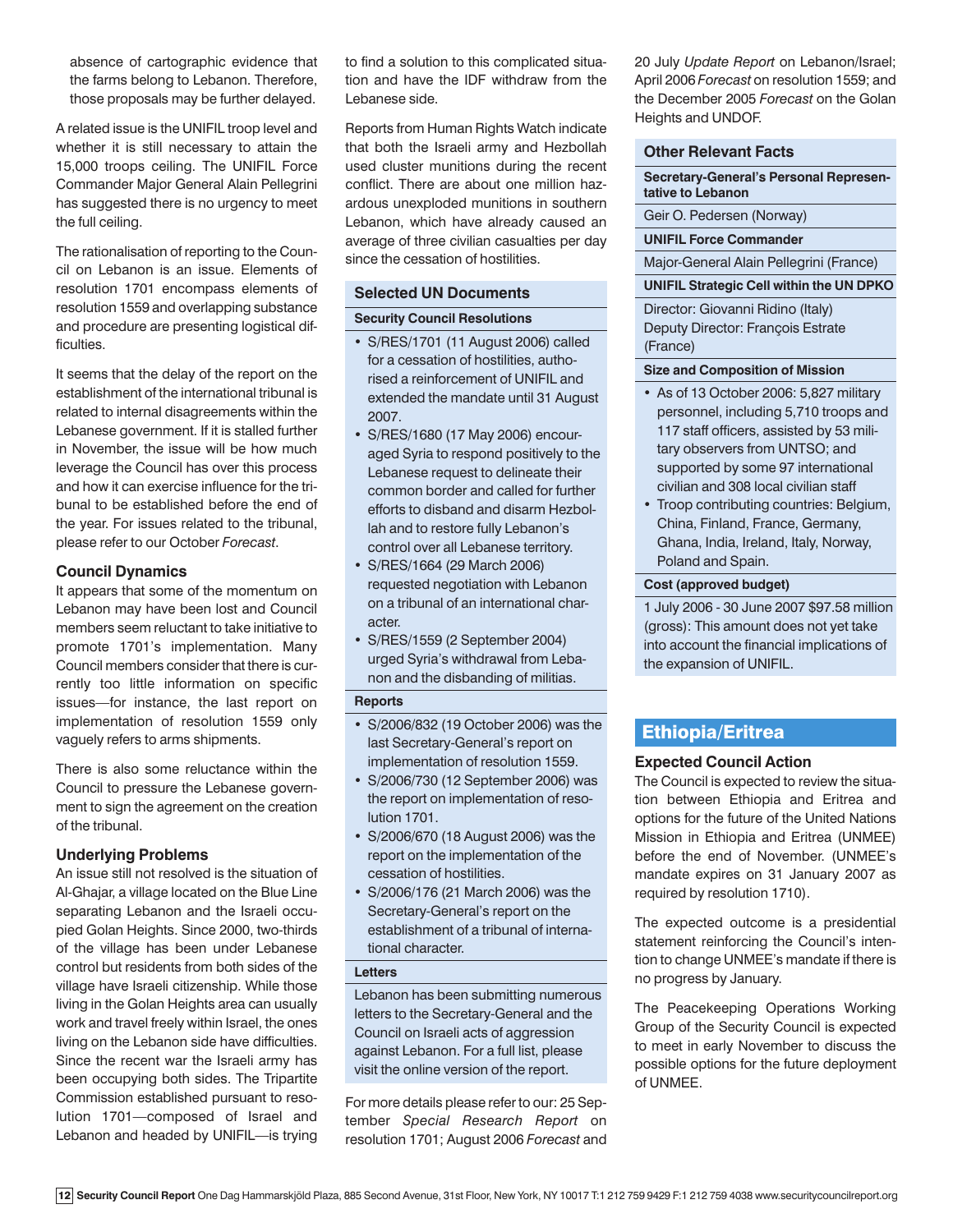absence of cartographic evidence that the farms belong to Lebanon. Therefore, those proposals may be further delayed.

A related issue is the UNIFIL troop level and whether it is still necessary to attain the 15,000 troops ceiling. The UNIFIL Force Commander Major General Alain Pellegrini has suggested there is no urgency to meet the full ceiling.

The rationalisation of reporting to the Council on Lebanon is an issue. Elements of resolution 1701 encompass elements of resolution 1559 and overlapping substance and procedure are presenting logistical difficulties.

It seems that the delay of the report on the establishment of the international tribunal is related to internal disagreements within the Lebanese government. If it is stalled further in November, the issue will be how much leverage the Council has over this process and how it can exercise influence for the tribunal to be established before the end of the year. For issues related to the tribunal, please refer to our October *Forecast*.

### Council Dynamics

It appears that some of the momentum on Lebanon may have been lost and Council members seem reluctant to take initiative to promote 1701's implementation. Many Council members consider that there is currently too little information on specific issues—for instance, the last report on implementation of resolution 1559 only vaguely refers to arms shipments.

There is also some reluctance within the Council to pressure the Lebanese government to sign the agreement on the creation of the tribunal.

### Underlying Problems

An issue still not resolved is the situation of Al-Ghajar, a village located on the Blue Line separating Lebanon and the Israeli occupied Golan Heights. Since 2000, two-thirds of the village has been under Lebanese control but residents from both sides of the village have Israeli citizenship. While those living in the Golan Heights area can usually work and travel freely within Israel, the ones living on the Lebanon side have difficulties. Since the recent war the Israeli army has been occupying both sides. The Tripartite Commission established pursuant to resolution 1701—composed of Israel and Lebanon and headed by UNIFIL—is trying to find a solution to this complicated situation and have the IDF withdraw from the Lebanese side.

Reports from Human Rights Watch indicate that both the Israeli army and Hezbollah used cluster munitions during the recent conflict. There are about one million hazardous unexploded munitions in southern Lebanon, which have already caused an average of three civilian casualties per day since the cessation of hostilities.

### Selected UN Documents

**Security Council Resolutions**

- S/RES/1701 (11 August 2006) called for a cessation of hostilities, authorised a reinforcement of UNIFIL and extended the mandate until 31 August 2007.
- S/RES/1680 (17 May 2006) encouraged Syria to respond positively to the Lebanese request to delineate their common border and called for further efforts to disband and disarm Hezbollah and to restore fully Lebanon's control over all Lebanese territory.
- S/RES/1664 (29 March 2006) requested negotiation with Lebanon on a tribunal of an international character.
- S/RES/1559 (2 September 2004) urged Syria's withdrawal from Lebanon and the disbanding of militias.

**Reports**

- S/2006/832 (19 October 2006) was the last Secretary-General's report on implementation of resolution 1559.
- S/2006/730 (12 September 2006) was the report on implementation of resolution 1701.
- S/2006/670 (18 August 2006) was the report on the implementation of the cessation of hostilities.
- S/2006/176 (21 March 2006) was the Secretary-General's report on the establishment of a tribunal of international character.

**Letters**

Lebanon has been submitting numerous letters to the Secretary-General and the Council on Israeli acts of aggression against Lebanon. For a full list, please visit the online version of the report.

For more details please refer to our: 25 September *Special Research Report* on resolution 1701; August 2006 *Forecast* and 20 July *Update Report* on Lebanon/Israel; April 2006 *Forecast* on resolution 1559; and the December 2005 *Forecast* on the Golan Heights and UNDOF.

### Other Relevant Facts

**Secretary-General's Personal Representative to Lebanon**

Geir O. Pedersen (Norway)

**UNIFIL Force Commander**

Major-General Alain Pellegrini (France)

**UNIFIL Strategic Cell within the UN DPKO**

Director: Giovanni Ridino (Italy)
Deputy Director: François Estrate (France)

**Size and Composition of Mission**

- As of 13 October 2006: 5,827 military personnel, including 5,710 troops and 117 staff officers, assisted by 53 military observers from UNTSO; and supported by some 97 international civilian and 308 local civilian staff
- Troop contributing countries: Belgium, China, Finland, France, Germany, Ghana, India, Ireland, Italy, Norway, Poland and Spain.

**Cost (approved budget)**

1 July 2006 - 30 June 2007 $97.58 million (gross): This amount does not yet take into account the financial implications of the expansion of UNIFIL.

## Ethiopia/Eritrea

### Expected Council Action

The Council is expected to review the situation between Ethiopia and Eritrea and options for the future of the United Nations Mission in Ethiopia and Eritrea (UNMEE) before the end of November. (UNMEE's mandate expires on 31 January 2007 as required by resolution 1710).

The expected outcome is a presidential statement reinforcing the Council's intention to change UNMEE's mandate if there is no progress by January.

The Peacekeeping Operations Working Group of the Security Council is expected to meet in early November to discuss the possible options for the future deployment of UNMEE.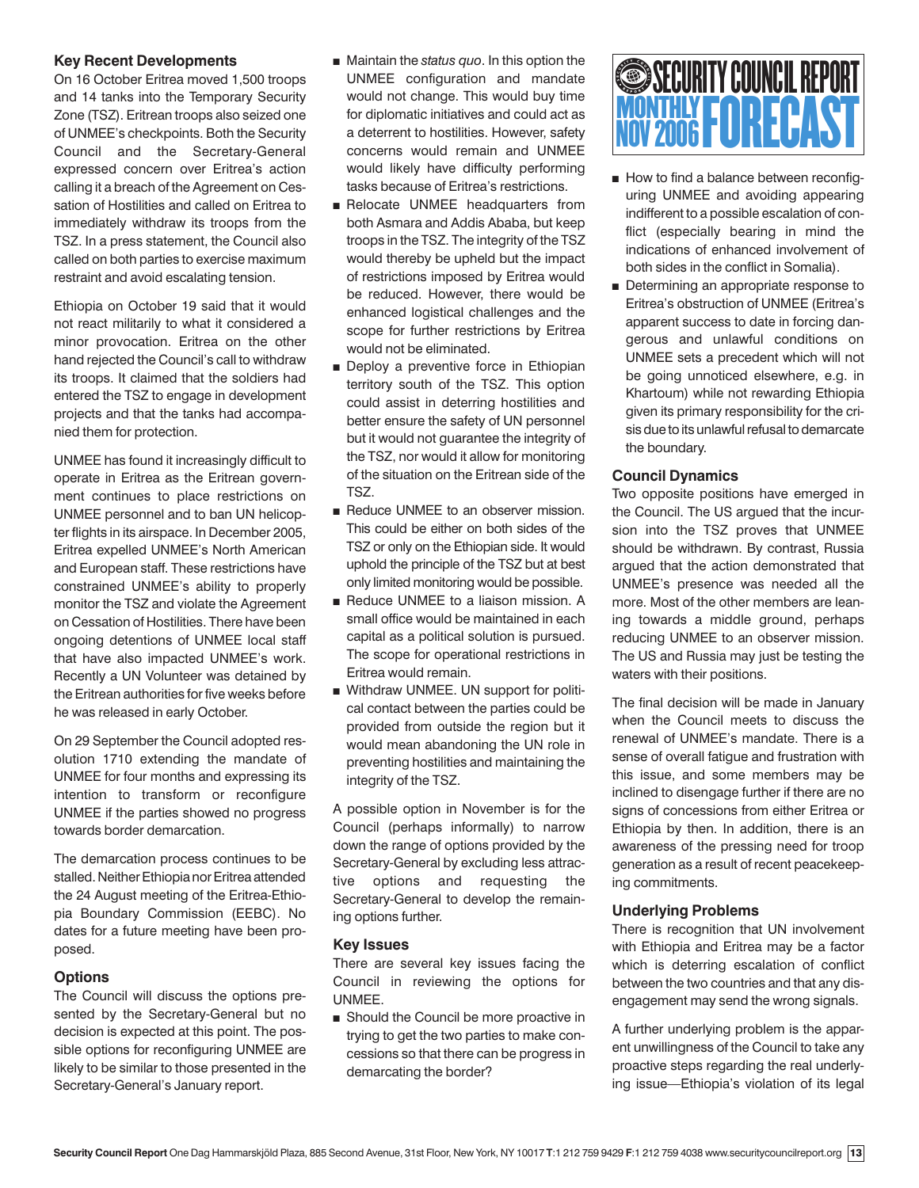### Key Recent Developments

On 16 October Eritrea moved 1,500 troops and 14 tanks into the Temporary Security Zone (TSZ). Eritrean troops also seized one of UNMEE's checkpoints. Both the Security Council and the Secretary-General expressed concern over Eritrea's action calling it a breach of the Agreement on Cessation of Hostilities and called on Eritrea to immediately withdraw its troops from the TSZ. In a press statement, the Council also called on both parties to exercise maximum restraint and avoid escalating tension.

Ethiopia on October 19 said that it would not react militarily to what it considered a minor provocation. Eritrea on the other hand rejected the Council's call to withdraw its troops. It claimed that the soldiers had entered the TSZ to engage in development projects and that the tanks had accompanied them for protection.

UNMEE has found it increasingly difficult to operate in Eritrea as the Eritrean government continues to place restrictions on UNMEE personnel and to ban UN helicopter flights in its airspace. In December 2005, Eritrea expelled UNMEE's North American and European staff. These restrictions have constrained UNMEE's ability to properly monitor the TSZ and violate the Agreement on Cessation of Hostilities. There have been ongoing detentions of UNMEE local staff that have also impacted UNMEE's work. Recently a UN Volunteer was detained by the Eritrean authorities for five weeks before he was released in early October.

On 29 September the Council adopted resolution 1710 extending the mandate of UNMEE for four months and expressing its intention to transform or reconfigure UNMEE if the parties showed no progress towards border demarcation.

The demarcation process continues to be stalled. Neither Ethiopia nor Eritrea attended the 24 August meeting of the Eritrea-Ethiopia Boundary Commission (EEBC). No dates for a future meeting have been proposed.

### Options

The Council will discuss the options presented by the Secretary-General but no decision is expected at this point. The possible options for reconfiguring UNMEE are likely to be similar to those presented in the Secretary-General's January report.

- Maintain the *status quo*. In this option the UNMEE configuration and mandate would not change. This would buy time for diplomatic initiatives and could act as a deterrent to hostilities. However, safety concerns would remain and UNMEE would likely have difficulty performing tasks because of Eritrea's restrictions.
- Relocate UNMEE headquarters from both Asmara and Addis Ababa, but keep troops in the TSZ. The integrity of the TSZ would thereby be upheld but the impact of restrictions imposed by Eritrea would be reduced. However, there would be enhanced logistical challenges and the scope for further restrictions by Eritrea would not be eliminated.
- Deploy a preventive force in Ethiopian territory south of the TSZ. This option could assist in deterring hostilities and better ensure the safety of UN personnel but it would not guarantee the integrity of the TSZ, nor would it allow for monitoring of the situation on the Eritrean side of the TSZ.
- Reduce UNMEE to an observer mission. This could be either on both sides of the TSZ or only on the Ethiopian side. It would uphold the principle of the TSZ but at best only limited monitoring would be possible.
- Reduce UNMEE to a liaison mission. A small office would be maintained in each capital as a political solution is pursued. The scope for operational restrictions in Eritrea would remain.
- Withdraw UNMEE. UN support for political contact between the parties could be provided from outside the region but it would mean abandoning the UN role in preventing hostilities and maintaining the integrity of the TSZ.

A possible option in November is for the Council (perhaps informally) to narrow down the range of options provided by the Secretary-General by excluding less attractive options and requesting the Secretary-General to develop the remaining options further.

### Key Issues

There are several key issues facing the Council in reviewing the options for UNMEE.

- Should the Council be more proactive in trying to get the two parties to make concessions so that there can be progress in demarcating the border?
- How to find a balance between reconfiguring UNMEE and avoiding appearing indifferent to a possible escalation of conflict (especially bearing in mind the indications of enhanced involvement of both sides in the conflict in Somalia).
- Determining an appropriate response to Eritrea's obstruction of UNMEE (Eritrea's apparent success to date in forcing dangerous and unlawful conditions on UNMEE sets a precedent which will not be going unnoticed elsewhere, e.g. in Khartoum) while not rewarding Ethiopia given its primary responsibility for the crisis due to its unlawful refusal to demarcate the boundary.

### Council Dynamics

Two opposite positions have emerged in the Council. The US argued that the incursion into the TSZ proves that UNMEE should be withdrawn. By contrast, Russia argued that the action demonstrated that UNMEE's presence was needed all the more. Most of the other members are leaning towards a middle ground, perhaps reducing UNMEE to an observer mission. The US and Russia may just be testing the waters with their positions.

The final decision will be made in January when the Council meets to discuss the renewal of UNMEE's mandate. There is a sense of overall fatigue and frustration with this issue, and some members may be inclined to disengage further if there are no signs of concessions from either Eritrea or Ethiopia by then. In addition, there is an awareness of the pressing need for troop generation as a result of recent peacekeeping commitments.

### Underlying Problems

There is recognition that UN involvement with Ethiopia and Eritrea may be a factor which is deterring escalation of conflict between the two countries and that any disengagement may send the wrong signals.

A further underlying problem is the apparent unwillingness of the Council to take any proactive steps regarding the real underlying issue—Ethiopia's violation of its legal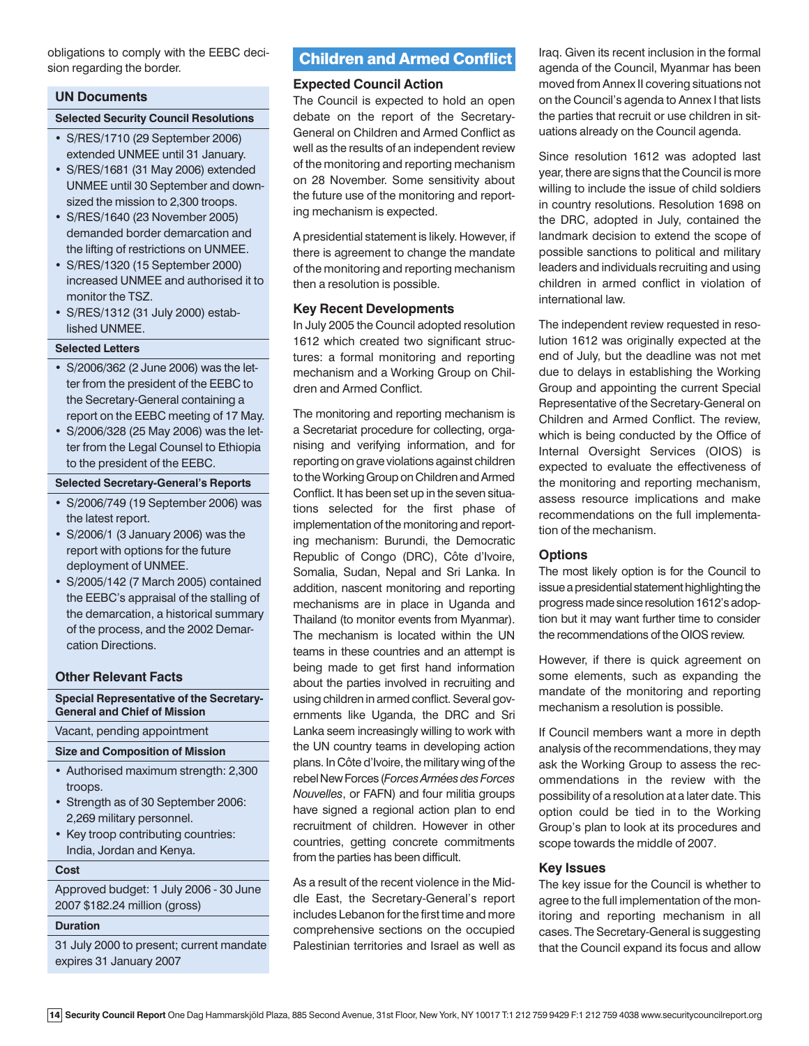obligations to comply with the EEBC decision regarding the border.

### UN Documents

**Selected Security Council Resolutions**

- S/RES/1710 (29 September 2006) extended UNMEE until 31 January.
- S/RES/1681 (31 May 2006) extended UNMEE until 30 September and downsized the mission to 2,300 troops.
- S/RES/1640 (23 November 2005) demanded border demarcation and the lifting of restrictions on UNMEE.
- S/RES/1320 (15 September 2000) increased UNMEE and authorised it to monitor the TSZ.
- S/RES/1312 (31 July 2000) established UNMEE.

**Selected Letters**

- S/2006/362 (2 June 2006) was the letter from the president of the EEBC to the Secretary-General containing a report on the EEBC meeting of 17 May.
- S/2006/328 (25 May 2006) was the letter from the Legal Counsel to Ethiopia to the president of the EEBC.

**Selected Secretary-General's Reports**

- S/2006/749 (19 September 2006) was the latest report.
- S/2006/1 (3 January 2006) was the report with options for the future deployment of UNMEE.
- S/2005/142 (7 March 2005) contained the EEBC's appraisal of the stalling of the demarcation, a historical summary of the process, and the 2002 Demarcation Directions.

### Other Relevant Facts

**Special Representative of the Secretary-General and Chief of Mission**

Vacant, pending appointment

**Size and Composition of Mission**

- Authorised maximum strength: 2,300 troops.
- Strength as of 30 September 2006: 2,269 military personnel.
- Key troop contributing countries: India, Jordan and Kenya.

**Cost**

Approved budget: 1 July 2006 - 30 June 2007 $182.24 million (gross)

**Duration**

31 July 2000 to present; current mandate expires 31 January 2007

## Children and Armed Conflict

### Expected Council Action

The Council is expected to hold an open debate on the report of the Secretary-General on Children and Armed Conflict as well as the results of an independent review of the monitoring and reporting mechanism on 28 November. Some sensitivity about the future use of the monitoring and reporting mechanism is expected.

A presidential statement is likely. However, if there is agreement to change the mandate of the monitoring and reporting mechanism then a resolution is possible.

### Key Recent Developments

In July 2005 the Council adopted resolution 1612 which created two significant structures: a formal monitoring and reporting mechanism and a Working Group on Children and Armed Conflict.

The monitoring and reporting mechanism is a Secretariat procedure for collecting, organising and verifying information, and for reporting on grave violations against children to the Working Group on Children and Armed Conflict. It has been set up in the seven situations selected for the first phase of implementation of the monitoring and reporting mechanism: Burundi, the Democratic Republic of Congo (DRC), Côte d'Ivoire, Somalia, Sudan, Nepal and Sri Lanka. In addition, nascent monitoring and reporting mechanisms are in place in Uganda and Thailand (to monitor events from Myanmar). The mechanism is located within the UN teams in these countries and an attempt is being made to get first hand information about the parties involved in recruiting and using children in armed conflict. Several governments like Uganda, the DRC and Sri Lanka seem increasingly willing to work with the UN country teams in developing action plans. In Côte d'Ivoire, the military wing of the rebel New Forces (*Forces Armées des Forces Nouvelles*, or FAFN) and four militia groups have signed a regional action plan to end recruitment of children. However in other countries, getting concrete commitments from the parties has been difficult.

As a result of the recent violence in the Middle East, the Secretary-General's report includes Lebanon for the first time and more comprehensive sections on the occupied Palestinian territories and Israel as well as Iraq. Given its recent inclusion in the formal agenda of the Council, Myanmar has been moved from Annex II covering situations not on the Council's agenda to Annex I that lists the parties that recruit or use children in situations already on the Council agenda.

Since resolution 1612 was adopted last year, there are signs that the Council is more willing to include the issue of child soldiers in country resolutions. Resolution 1698 on the DRC, adopted in July, contained the landmark decision to extend the scope of possible sanctions to political and military leaders and individuals recruiting and using children in armed conflict in violation of international law.

The independent review requested in resolution 1612 was originally expected at the end of July, but the deadline was not met due to delays in establishing the Working Group and appointing the current Special Representative of the Secretary-General on Children and Armed Conflict. The review, which is being conducted by the Office of Internal Oversight Services (OIOS) is expected to evaluate the effectiveness of the monitoring and reporting mechanism, assess resource implications and make recommendations on the full implementation of the mechanism.

### Options

The most likely option is for the Council to issue a presidential statement highlighting the progress made since resolution 1612's adoption but it may want further time to consider the recommendations of the OIOS review.

However, if there is quick agreement on some elements, such as expanding the mandate of the monitoring and reporting mechanism a resolution is possible.

If Council members want a more in depth analysis of the recommendations, they may ask the Working Group to assess the recommendations in the review with the possibility of a resolution at a later date. This option could be tied in to the Working Group's plan to look at its procedures and scope towards the middle of 2007.

### Key Issues

The key issue for the Council is whether to agree to the full implementation of the monitoring and reporting mechanism in all cases. The Secretary-General is suggesting that the Council expand its focus and allow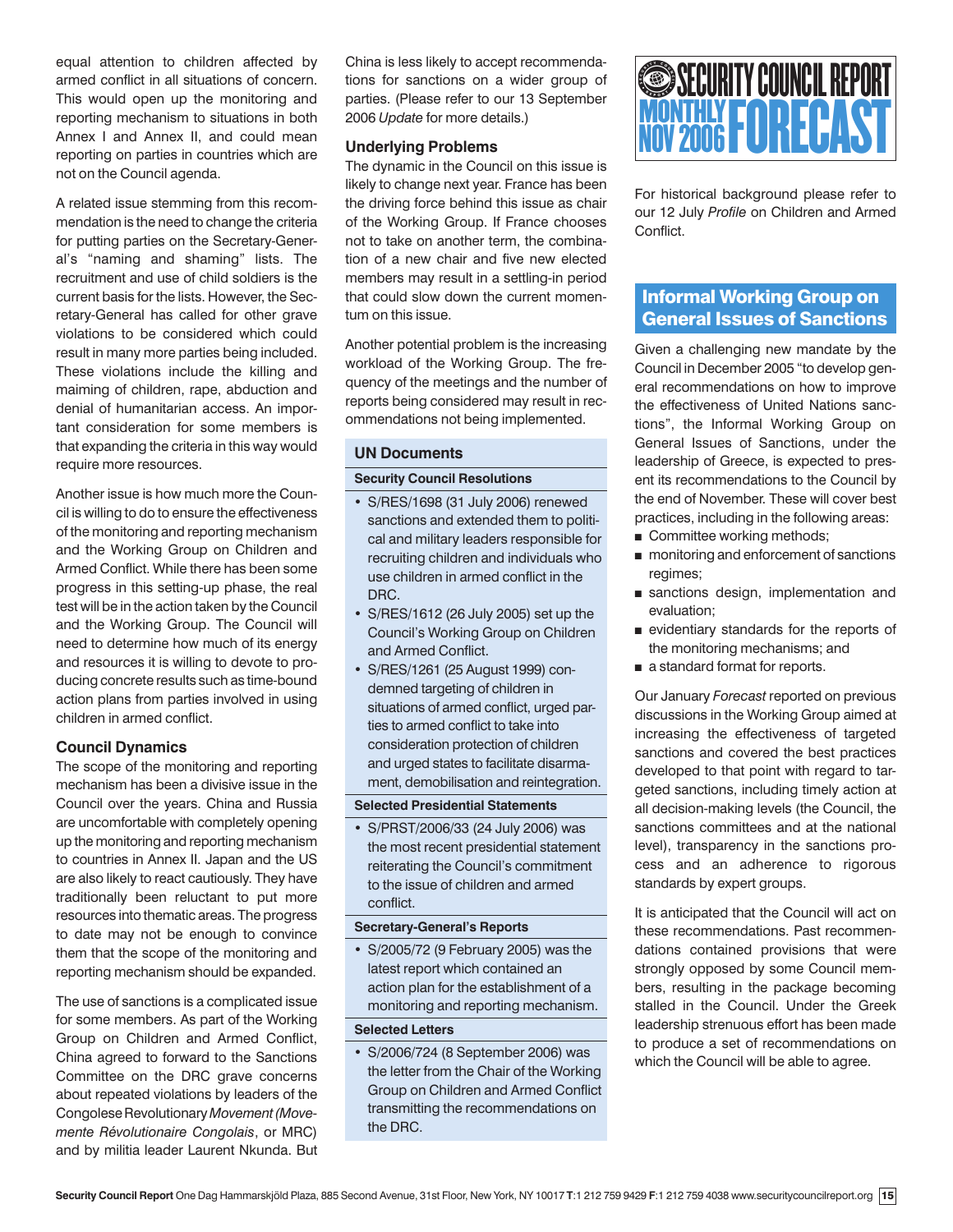equal attention to children affected by armed conflict in all situations of concern. This would open up the monitoring and reporting mechanism to situations in both Annex I and Annex II, and could mean reporting on parties in countries which are not on the Council agenda.

A related issue stemming from this recommendation is the need to change the criteria for putting parties on the Secretary-General's "naming and shaming" lists. The recruitment and use of child soldiers is the current basis for the lists. However, the Secretary-General has called for other grave violations to be considered which could result in many more parties being included. These violations include the killing and maiming of children, rape, abduction and denial of humanitarian access. An important consideration for some members is that expanding the criteria in this way would require more resources.

Another issue is how much more the Council is willing to do to ensure the effectiveness of the monitoring and reporting mechanism and the Working Group on Children and Armed Conflict. While there has been some progress in this setting-up phase, the real test will be in the action taken by the Council and the Working Group. The Council will need to determine how much of its energy and resources it is willing to devote to producing concrete results such as time-bound action plans from parties involved in using children in armed conflict.

### Council Dynamics

The scope of the monitoring and reporting mechanism has been a divisive issue in the Council over the years. China and Russia are uncomfortable with completely opening up the monitoring and reporting mechanism to countries in Annex II. Japan and the US are also likely to react cautiously. They have traditionally been reluctant to put more resources into thematic areas. The progress to date may not be enough to convince them that the scope of the monitoring and reporting mechanism should be expanded.

The use of sanctions is a complicated issue for some members. As part of the Working Group on Children and Armed Conflict, China agreed to forward to the Sanctions Committee on the DRC grave concerns about repeated violations by leaders of the Congolese Revolutionary *Movement (Movemente Révolutionaire Congolais*, or MRC) and by militia leader Laurent Nkunda. But China is less likely to accept recommendations for sanctions on a wider group of parties. (Please refer to our 13 September 2006 *Update* for more details.)

### Underlying Problems

The dynamic in the Council on this issue is likely to change next year. France has been the driving force behind this issue as chair of the Working Group. If France chooses not to take on another term, the combination of a new chair and five new elected members may result in a settling-in period that could slow down the current momentum on this issue.

Another potential problem is the increasing workload of the Working Group. The frequency of the meetings and the number of reports being considered may result in recommendations not being implemented.

### UN Documents

#### Security Council Resolutions

- S/RES/1698 (31 July 2006) renewed sanctions and extended them to political and military leaders responsible for recruiting children and individuals who use children in armed conflict in the DRC.
- S/RES/1612 (26 July 2005) set up the Council's Working Group on Children and Armed Conflict.
- S/RES/1261 (25 August 1999) condemned targeting of children in situations of armed conflict, urged parties to armed conflict to take into consideration protection of children and urged states to facilitate disarmament, demobilisation and reintegration.

#### Selected Presidential Statements

- S/PRST/2006/33 (24 July 2006) was the most recent presidential statement reiterating the Council's commitment to the issue of children and armed conflict.

#### Secretary-General's Reports

- S/2005/72 (9 February 2005) was the latest report which contained an action plan for the establishment of a monitoring and reporting mechanism.

#### Selected Letters

- S/2006/724 (8 September 2006) was the letter from the Chair of the Working Group on Children and Armed Conflict transmitting the recommendations on the DRC.

For historical background please refer to our 12 July *Profile* on Children and Armed Conflict.

## Informal Working Group on General Issues of Sanctions

Given a challenging new mandate by the Council in December 2005 "to develop general recommendations on how to improve the effectiveness of United Nations sanctions", the Informal Working Group on General Issues of Sanctions, under the leadership of Greece, is expected to present its recommendations to the Council by the end of November. These will cover best practices, including in the following areas:

- Committee working methods;
- monitoring and enforcement of sanctions regimes;
- sanctions design, implementation and evaluation;
- evidentiary standards for the reports of the monitoring mechanisms; and
- a standard format for reports.

Our January *Forecast* reported on previous discussions in the Working Group aimed at increasing the effectiveness of targeted sanctions and covered the best practices developed to that point with regard to targeted sanctions, including timely action at all decision-making levels (the Council, the sanctions committees and at the national level), transparency in the sanctions process and an adherence to rigorous standards by expert groups.

It is anticipated that the Council will act on these recommendations. Past recommendations contained provisions that were strongly opposed by some Council members, resulting in the package becoming stalled in the Council. Under the Greek leadership strenuous effort has been made to produce a set of recommendations on which the Council will be able to agree.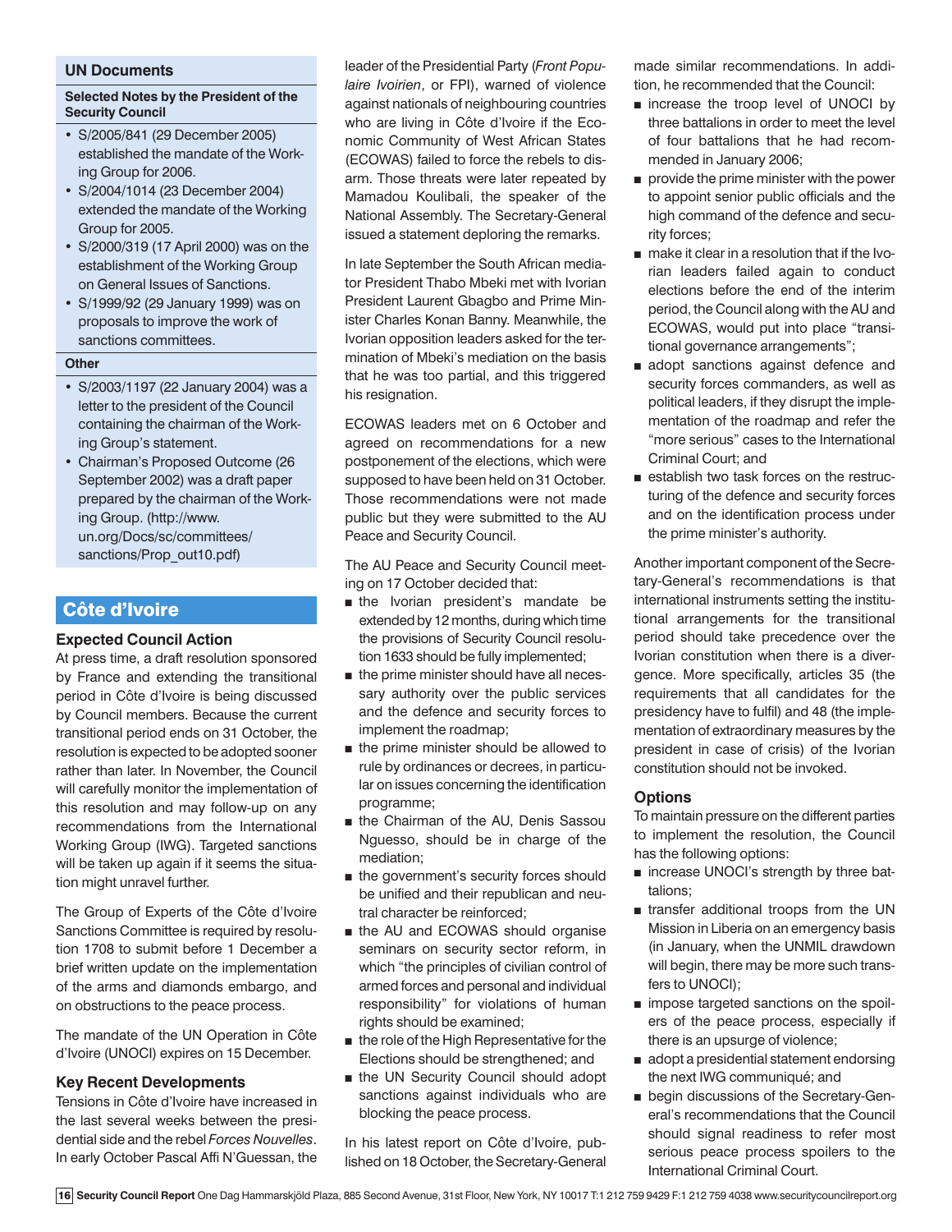## UN Documents

**Selected Notes by the President of the Security Council**

- S/2005/841 (29 December 2005) established the mandate of the Working Group for 2006.
- S/2004/1014 (23 December 2004) extended the mandate of the Working Group for 2005.
- S/2000/319 (17 April 2000) was on the establishment of the Working Group on General Issues of Sanctions.
- S/1999/92 (29 January 1999) was on proposals to improve the work of sanctions committees.

**Other**

- S/2003/1197 (22 January 2004) was a letter to the president of the Council containing the chairman of the Working Group's statement.
- Chairman's Proposed Outcome (26 September 2002) was a draft paper prepared by the chairman of the Working Group. (http://www.un.org/Docs/sc/committees/sanctions/Prop_out10.pdf)

## Côte d'Ivoire

### Expected Council Action

At press time, a draft resolution sponsored by France and extending the transitional period in Côte d'Ivoire is being discussed by Council members. Because the current transitional period ends on 31 October, the resolution is expected to be adopted sooner rather than later. In November, the Council will carefully monitor the implementation of this resolution and may follow-up on any recommendations from the International Working Group (IWG). Targeted sanctions will be taken up again if it seems the situation might unravel further.

The Group of Experts of the Côte d'Ivoire Sanctions Committee is required by resolution 1708 to submit before 1 December a brief written update on the implementation of the arms and diamonds embargo, and on obstructions to the peace process.

The mandate of the UN Operation in Côte d'Ivoire (UNOCI) expires on 15 December.

### Key Recent Developments

Tensions in Côte d'Ivoire have increased in the last several weeks between the presidential side and the rebel *Forces Nouvelles*. In early October Pascal Affi N'Guessan, the leader of the Presidential Party (*Front Populaire Ivoirien*, or FPI), warned of violence against nationals of neighbouring countries who are living in Côte d'Ivoire if the Economic Community of West African States (ECOWAS) failed to force the rebels to disarm. Those threats were later repeated by Mamadou Koulibali, the speaker of the National Assembly. The Secretary-General issued a statement deploring the remarks.

In late September the South African mediator President Thabo Mbeki met with Ivorian President Laurent Gbagbo and Prime Minister Charles Konan Banny. Meanwhile, the Ivorian opposition leaders asked for the termination of Mbeki's mediation on the basis that he was too partial, and this triggered his resignation.

ECOWAS leaders met on 6 October and agreed on recommendations for a new postponement of the elections, which were supposed to have been held on 31 October. Those recommendations were not made public but they were submitted to the AU Peace and Security Council.

The AU Peace and Security Council meeting on 17 October decided that:

- the Ivorian president's mandate be extended by 12 months, during which time the provisions of Security Council resolution 1633 should be fully implemented;
- the prime minister should have all necessary authority over the public services and the defence and security forces to implement the roadmap;
- the prime minister should be allowed to rule by ordinances or decrees, in particular on issues concerning the identification programme;
- the Chairman of the AU, Denis Sassou Nguesso, should be in charge of the mediation;
- the government's security forces should be unified and their republican and neutral character be reinforced;
- the AU and ECOWAS should organise seminars on security sector reform, in which "the principles of civilian control of armed forces and personal and individual responsibility" for violations of human rights should be examined;
- the role of the High Representative for the Elections should be strengthened; and
- the UN Security Council should adopt sanctions against individuals who are blocking the peace process.

In his latest report on Côte d'Ivoire, published on 18 October, the Secretary-General made similar recommendations. In addition, he recommended that the Council:

- increase the troop level of UNOCI by three battalions in order to meet the level of four battalions that he had recommended in January 2006;
- provide the prime minister with the power to appoint senior public officials and the high command of the defence and security forces;
- make it clear in a resolution that if the Ivorian leaders failed again to conduct elections before the end of the interim period, the Council along with the AU and ECOWAS, would put into place "transitional governance arrangements";
- adopt sanctions against defence and security forces commanders, as well as political leaders, if they disrupt the implementation of the roadmap and refer the "more serious" cases to the International Criminal Court; and
- establish two task forces on the restructuring of the defence and security forces and on the identification process under the prime minister's authority.

Another important component of the Secretary-General's recommendations is that international instruments setting the institutional arrangements for the transitional period should take precedence over the Ivorian constitution when there is a divergence. More specifically, articles 35 (the requirements that all candidates for the presidency have to fulfil) and 48 (the implementation of extraordinary measures by the president in case of crisis) of the Ivorian constitution should not be invoked.

### Options

To maintain pressure on the different parties to implement the resolution, the Council has the following options:

- increase UNOCI's strength by three battalions;
- transfer additional troops from the UN Mission in Liberia on an emergency basis (in January, when the UNMIL drawdown will begin, there may be more such transfers to UNOCI);
- impose targeted sanctions on the spoilers of the peace process, especially if there is an upsurge of violence;
- adopt a presidential statement endorsing the next IWG communiqué; and
- begin discussions of the Secretary-General's recommendations that the Council should signal readiness to refer most serious peace process spoilers to the International Criminal Court.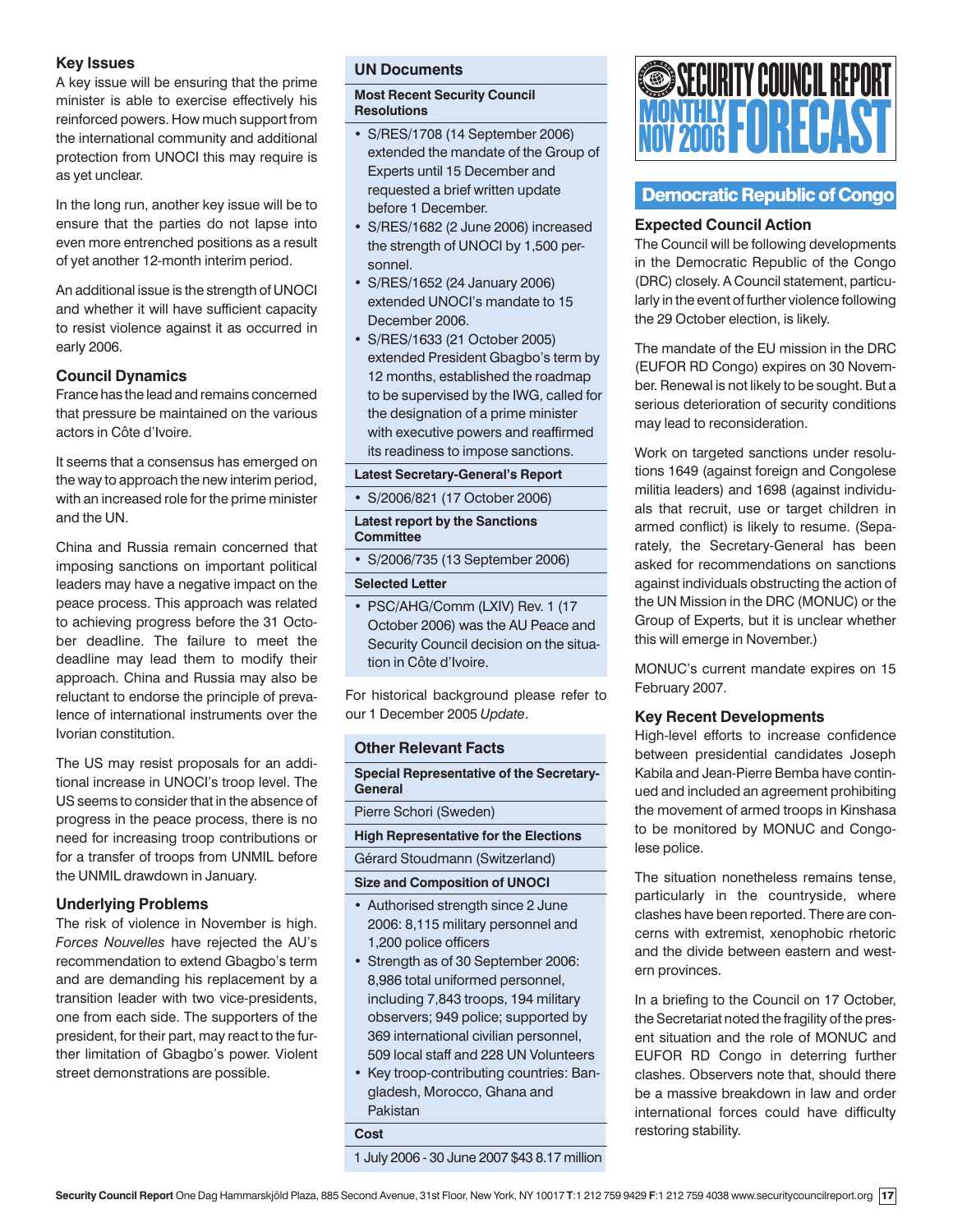### Key Issues

A key issue will be ensuring that the prime minister is able to exercise effectively his reinforced powers. How much support from the international community and additional protection from UNOCI this may require is as yet unclear.

In the long run, another key issue will be to ensure that the parties do not lapse into even more entrenched positions as a result of yet another 12-month interim period.

An additional issue is the strength of UNOCI and whether it will have sufficient capacity to resist violence against it as occurred in early 2006.

### Council Dynamics

France has the lead and remains concerned that pressure be maintained on the various actors in Côte d'Ivoire.

It seems that a consensus has emerged on the way to approach the new interim period, with an increased role for the prime minister and the UN.

China and Russia remain concerned that imposing sanctions on important political leaders may have a negative impact on the peace process. This approach was related to achieving progress before the 31 October deadline. The failure to meet the deadline may lead them to modify their approach. China and Russia may also be reluctant to endorse the principle of prevalence of international instruments over the Ivorian constitution.

The US may resist proposals for an additional increase in UNOCI's troop level. The US seems to consider that in the absence of progress in the peace process, there is no need for increasing troop contributions or for a transfer of troops from UNMIL before the UNMIL drawdown in January.

### Underlying Problems

The risk of violence in November is high. *Forces Nouvelles* have rejected the AU's recommendation to extend Gbagbo's term and are demanding his replacement by a transition leader with two vice-presidents, one from each side. The supporters of the president, for their part, may react to the further limitation of Gbagbo's power. Violent street demonstrations are possible.

### UN Documents

**Most Recent Security Council Resolutions**

- S/RES/1708 (14 September 2006) extended the mandate of the Group of Experts until 15 December and requested a brief written update before 1 December.
- S/RES/1682 (2 June 2006) increased the strength of UNOCI by 1,500 personnel.
- S/RES/1652 (24 January 2006) extended UNOCI's mandate to 15 December 2006.
- S/RES/1633 (21 October 2005) extended President Gbagbo's term by 12 months, established the roadmap to be supervised by the IWG, called for the designation of a prime minister with executive powers and reaffirmed its readiness to impose sanctions.

**Latest Secretary-General's Report**

- S/2006/821 (17 October 2006)

**Latest report by the Sanctions Committee**

- S/2006/735 (13 September 2006)

**Selected Letter**

- PSC/AHG/Comm (LXIV) Rev. 1 (17 October 2006) was the AU Peace and Security Council decision on the situation in Côte d'Ivoire.

For historical background please refer to our 1 December 2005 *Update*.

### Other Relevant Facts

**Special Representative of the Secretary-General**

Pierre Schori (Sweden)

**High Representative for the Elections**

Gérard Stoudmann (Switzerland)

**Size and Composition of UNOCI**

- Authorised strength since 2 June 2006: 8,115 military personnel and 1,200 police officers
- Strength as of 30 September 2006: 8,986 total uniformed personnel, including 7,843 troops, 194 military observers; 949 police; supported by 369 international civilian personnel, 509 local staff and 228 UN Volunteers
- Key troop-contributing countries: Bangladesh, Morocco, Ghana and Pakistan

**Cost**

1 July 2006 - 30 June 2007 $43 8.17 million

## Democratic Republic of Congo

### Expected Council Action

The Council will be following developments in the Democratic Republic of the Congo (DRC) closely. A Council statement, particularly in the event of further violence following the 29 October election, is likely.

The mandate of the EU mission in the DRC (EUFOR RD Congo) expires on 30 November. Renewal is not likely to be sought. But a serious deterioration of security conditions may lead to reconsideration.

Work on targeted sanctions under resolutions 1649 (against foreign and Congolese militia leaders) and 1698 (against individuals that recruit, use or target children in armed conflict) is likely to resume. (Separately, the Secretary-General has been asked for recommendations on sanctions against individuals obstructing the action of the UN Mission in the DRC (MONUC) or the Group of Experts, but it is unclear whether this will emerge in November.)

MONUC's current mandate expires on 15 February 2007.

### Key Recent Developments

High-level efforts to increase confidence between presidential candidates Joseph Kabila and Jean-Pierre Bemba have continued and included an agreement prohibiting the movement of armed troops in Kinshasa to be monitored by MONUC and Congolese police.

The situation nonetheless remains tense, particularly in the countryside, where clashes have been reported. There are concerns with extremist, xenophobic rhetoric and the divide between eastern and western provinces.

In a briefing to the Council on 17 October, the Secretariat noted the fragility of the present situation and the role of MONUC and EUFOR RD Congo in deterring further clashes. Observers note that, should there be a massive breakdown in law and order international forces could have difficulty restoring stability.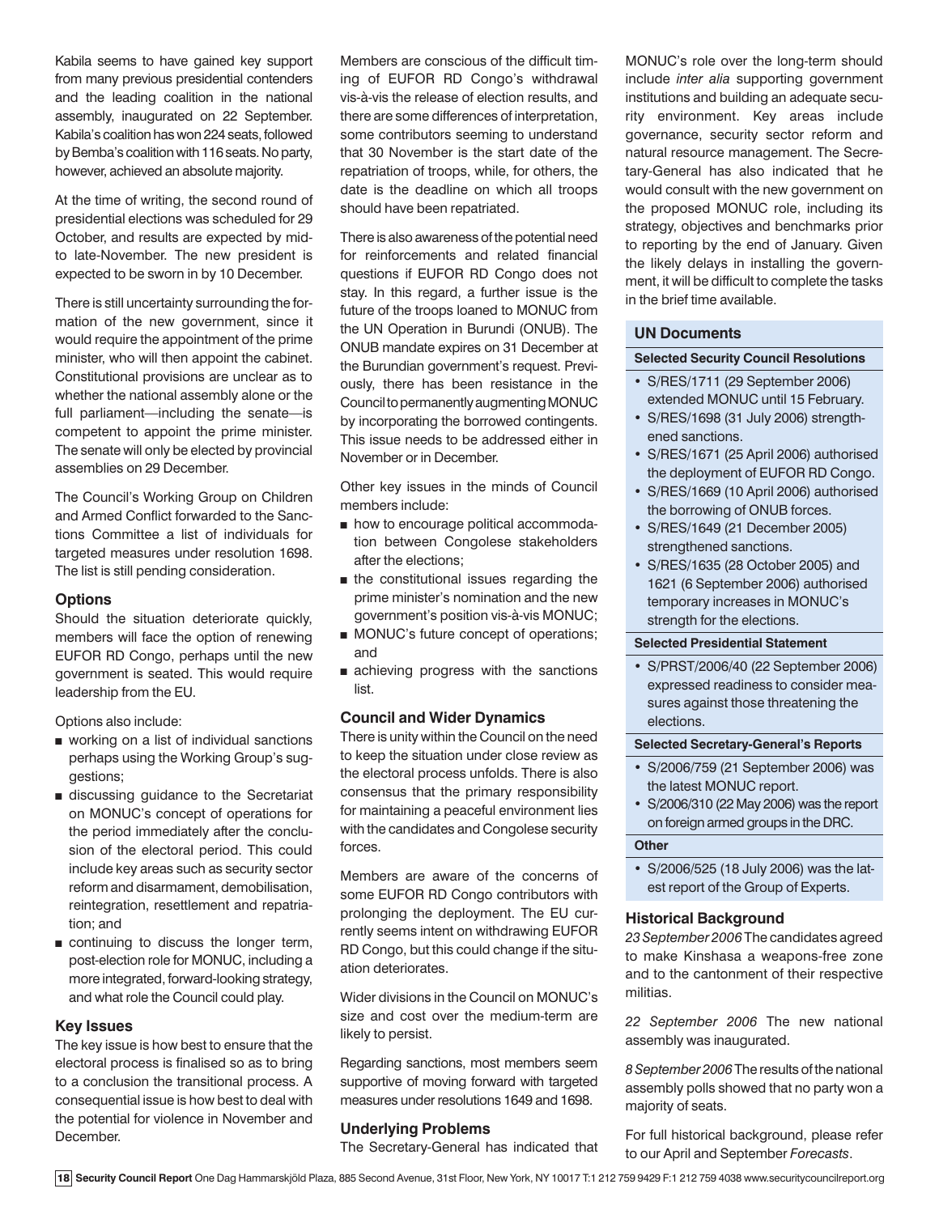Kabila seems to have gained key support from many previous presidential contenders and the leading coalition in the national assembly, inaugurated on 22 September. Kabila's coalition has won 224 seats, followed by Bemba's coalition with 116 seats. No party, however, achieved an absolute majority.

At the time of writing, the second round of presidential elections was scheduled for 29 October, and results are expected by mid- to late-November. The new president is expected to be sworn in by 10 December.

There is still uncertainty surrounding the formation of the new government, since it would require the appointment of the prime minister, who will then appoint the cabinet. Constitutional provisions are unclear as to whether the national assembly alone or the full parliament—including the senate—is competent to appoint the prime minister. The senate will only be elected by provincial assemblies on 29 December.

The Council's Working Group on Children and Armed Conflict forwarded to the Sanctions Committee a list of individuals for targeted measures under resolution 1698. The list is still pending consideration.

### Options

Should the situation deteriorate quickly, members will face the option of renewing EUFOR RD Congo, perhaps until the new government is seated. This would require leadership from the EU.

Options also include:

- working on a list of individual sanctions perhaps using the Working Group's suggestions;
- discussing guidance to the Secretariat on MONUC's concept of operations for the period immediately after the conclusion of the electoral period. This could include key areas such as security sector reform and disarmament, demobilisation, reintegration, resettlement and repatriation; and
- continuing to discuss the longer term, post-election role for MONUC, including a more integrated, forward-looking strategy, and what role the Council could play.

### Key Issues

The key issue is how best to ensure that the electoral process is finalised so as to bring to a conclusion the transitional process. A consequential issue is how best to deal with the potential for violence in November and December.

Members are conscious of the difficult timing of EUFOR RD Congo's withdrawal vis-à-vis the release of election results, and there are some differences of interpretation, some contributors seeming to understand that 30 November is the start date of the repatriation of troops, while, for others, the date is the deadline on which all troops should have been repatriated.

There is also awareness of the potential need for reinforcements and related financial questions if EUFOR RD Congo does not stay. In this regard, a further issue is the future of the troops loaned to MONUC from the UN Operation in Burundi (ONUB). The ONUB mandate expires on 31 December at the Burundian government's request. Previously, there has been resistance in the Council to permanently augmenting MONUC by incorporating the borrowed contingents. This issue needs to be addressed either in November or in December.

Other key issues in the minds of Council members include:

- how to encourage political accommodation between Congolese stakeholders after the elections;
- the constitutional issues regarding the prime minister's nomination and the new government's position vis-à-vis MONUC;
- MONUC's future concept of operations; and
- achieving progress with the sanctions list.

### Council and Wider Dynamics

There is unity within the Council on the need to keep the situation under close review as the electoral process unfolds. There is also consensus that the primary responsibility for maintaining a peaceful environment lies with the candidates and Congolese security forces.

Members are aware of the concerns of some EUFOR RD Congo contributors with prolonging the deployment. The EU currently seems intent on withdrawing EUFOR RD Congo, but this could change if the situation deteriorates.

Wider divisions in the Council on MONUC's size and cost over the medium-term are likely to persist.

Regarding sanctions, most members seem supportive of moving forward with targeted measures under resolutions 1649 and 1698.

### Underlying Problems

The Secretary-General has indicated that MONUC's role over the long-term should include *inter alia* supporting government institutions and building an adequate security environment. Key areas include governance, security sector reform and natural resource management. The Secretary-General has also indicated that he would consult with the new government on the proposed MONUC role, including its strategy, objectives and benchmarks prior to reporting by the end of January. Given the likely delays in installing the government, it will be difficult to complete the tasks in the brief time available.

### UN Documents

**Selected Security Council Resolutions**

- S/RES/1711 (29 September 2006) extended MONUC until 15 February.
- S/RES/1698 (31 July 2006) strengthened sanctions.
- S/RES/1671 (25 April 2006) authorised the deployment of EUFOR RD Congo.
- S/RES/1669 (10 April 2006) authorised the borrowing of ONUB forces.
- S/RES/1649 (21 December 2005) strengthened sanctions.
- S/RES/1635 (28 October 2005) and 1621 (6 September 2006) authorised temporary increases in MONUC's strength for the elections.

**Selected Presidential Statement**

- S/PRST/2006/40 (22 September 2006) expressed readiness to consider measures against those threatening the elections.

**Selected Secretary-General's Reports**

- S/2006/759 (21 September 2006) was the latest MONUC report.
- S/2006/310 (22 May 2006) was the report on foreign armed groups in the DRC.

**Other**

- S/2006/525 (18 July 2006) was the latest report of the Group of Experts.

### Historical Background

*23 September 2006* The candidates agreed to make Kinshasa a weapons-free zone and to the cantonment of their respective militias.

*22 September 2006* The new national assembly was inaugurated.

*8 September 2006* The results of the national assembly polls showed that no party won a majority of seats.

For full historical background, please refer to our April and September *Forecasts*.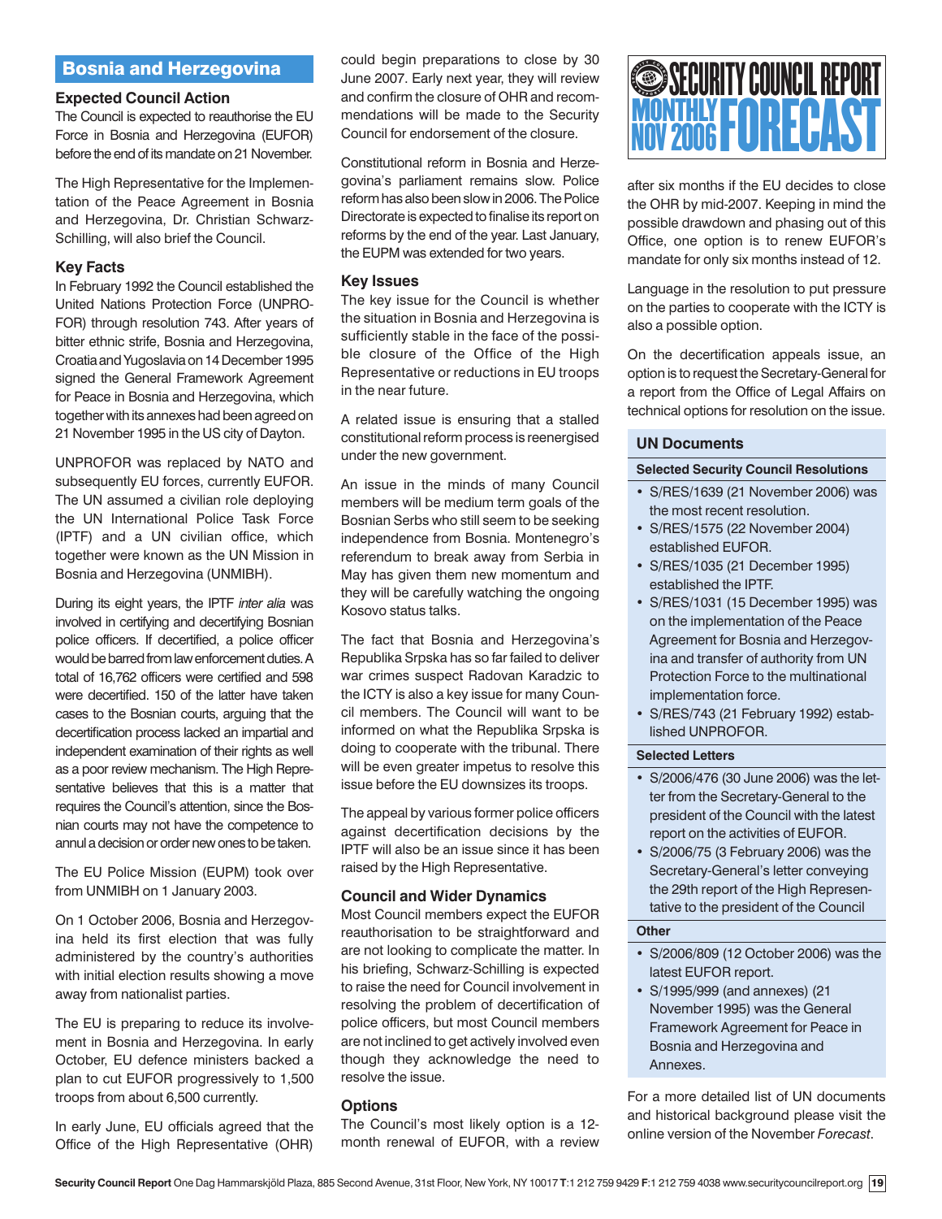## Bosnia and Herzegovina

### Expected Council Action

The Council is expected to reauthorise the EU Force in Bosnia and Herzegovina (EUFOR) before the end of its mandate on 21 November.

The High Representative for the Implementation of the Peace Agreement in Bosnia and Herzegovina, Dr. Christian Schwarz-Schilling, will also brief the Council.

### Key Facts

In February 1992 the Council established the United Nations Protection Force (UNPROFOR) through resolution 743. After years of bitter ethnic strife, Bosnia and Herzegovina, Croatia and Yugoslavia on 14 December 1995 signed the General Framework Agreement for Peace in Bosnia and Herzegovina, which together with its annexes had been agreed on 21 November 1995 in the US city of Dayton.

UNPROFOR was replaced by NATO and subsequently EU forces, currently EUFOR. The UN assumed a civilian role deploying the UN International Police Task Force (IPTF) and a UN civilian office, which together were known as the UN Mission in Bosnia and Herzegovina (UNMIBH).

During its eight years, the IPTF *inter alia* was involved in certifying and decertifying Bosnian police officers. If decertified, a police officer would be barred from law enforcement duties. A total of 16,762 officers were certified and 598 were decertified. 150 of the latter have taken cases to the Bosnian courts, arguing that the decertification process lacked an impartial and independent examination of their rights as well as a poor review mechanism. The High Representative believes that this is a matter that requires the Council's attention, since the Bosnian courts may not have the competence to annul a decision or order new ones to be taken.

The EU Police Mission (EUPM) took over from UNMIBH on 1 January 2003.

On 1 October 2006, Bosnia and Herzegovina held its first election that was fully administered by the country's authorities with initial election results showing a move away from nationalist parties.

The EU is preparing to reduce its involvement in Bosnia and Herzegovina. In early October, EU defence ministers backed a plan to cut EUFOR progressively to 1,500 troops from about 6,500 currently.

In early June, EU officials agreed that the Office of the High Representative (OHR) could begin preparations to close by 30 June 2007. Early next year, they will review and confirm the closure of OHR and recommendations will be made to the Security Council for endorsement of the closure.

Constitutional reform in Bosnia and Herzegovina's parliament remains slow. Police reform has also been slow in 2006. The Police Directorate is expected to finalise its report on reforms by the end of the year. Last January, the EUPM was extended for two years.

### Key Issues

The key issue for the Council is whether the situation in Bosnia and Herzegovina is sufficiently stable in the face of the possible closure of the Office of the High Representative or reductions in EU troops in the near future.

A related issue is ensuring that a stalled constitutional reform process is reenergised under the new government.

An issue in the minds of many Council members will be medium term goals of the Bosnian Serbs who still seem to be seeking independence from Bosnia. Montenegro's referendum to break away from Serbia in May has given them new momentum and they will be carefully watching the ongoing Kosovo status talks.

The fact that Bosnia and Herzegovina's Republika Srpska has so far failed to deliver war crimes suspect Radovan Karadzic to the ICTY is also a key issue for many Council members. The Council will want to be informed on what the Republika Srpska is doing to cooperate with the tribunal. There will be even greater impetus to resolve this issue before the EU downsizes its troops.

The appeal by various former police officers against decertification decisions by the IPTF will also be an issue since it has been raised by the High Representative.

### Council and Wider Dynamics

Most Council members expect the EUFOR reauthorisation to be straightforward and are not looking to complicate the matter. In his briefing, Schwarz-Schilling is expected to raise the need for Council involvement in resolving the problem of decertification of police officers, but most Council members are not inclined to get actively involved even though they acknowledge the need to resolve the issue.

### Options

The Council's most likely option is a 12-month renewal of EUFOR, with a review after six months if the EU decides to close the OHR by mid-2007. Keeping in mind the possible drawdown and phasing out of this Office, one option is to renew EUFOR's mandate for only six months instead of 12.

Language in the resolution to put pressure on the parties to cooperate with the ICTY is also a possible option.

On the decertification appeals issue, an option is to request the Secretary-General for a report from the Office of Legal Affairs on technical options for resolution on the issue.

### UN Documents

**Selected Security Council Resolutions**

- S/RES/1639 (21 November 2006) was the most recent resolution.
- S/RES/1575 (22 November 2004) established EUFOR.
- S/RES/1035 (21 December 1995) established the IPTF.
- S/RES/1031 (15 December 1995) was on the implementation of the Peace Agreement for Bosnia and Herzegovina and transfer of authority from UN Protection Force to the multinational implementation force.
- S/RES/743 (21 February 1992) established UNPROFOR.

**Selected Letters**

- S/2006/476 (30 June 2006) was the letter from the Secretary-General to the president of the Council with the latest report on the activities of EUFOR.
- S/2006/75 (3 February 2006) was the Secretary-General's letter conveying the 29th report of the High Representative to the president of the Council

**Other**

- S/2006/809 (12 October 2006) was the latest EUFOR report.
- S/1995/999 (and annexes) (21 November 1995) was the General Framework Agreement for Peace in Bosnia and Herzegovina and Annexes.

For a more detailed list of UN documents and historical background please visit the online version of the November *Forecast*.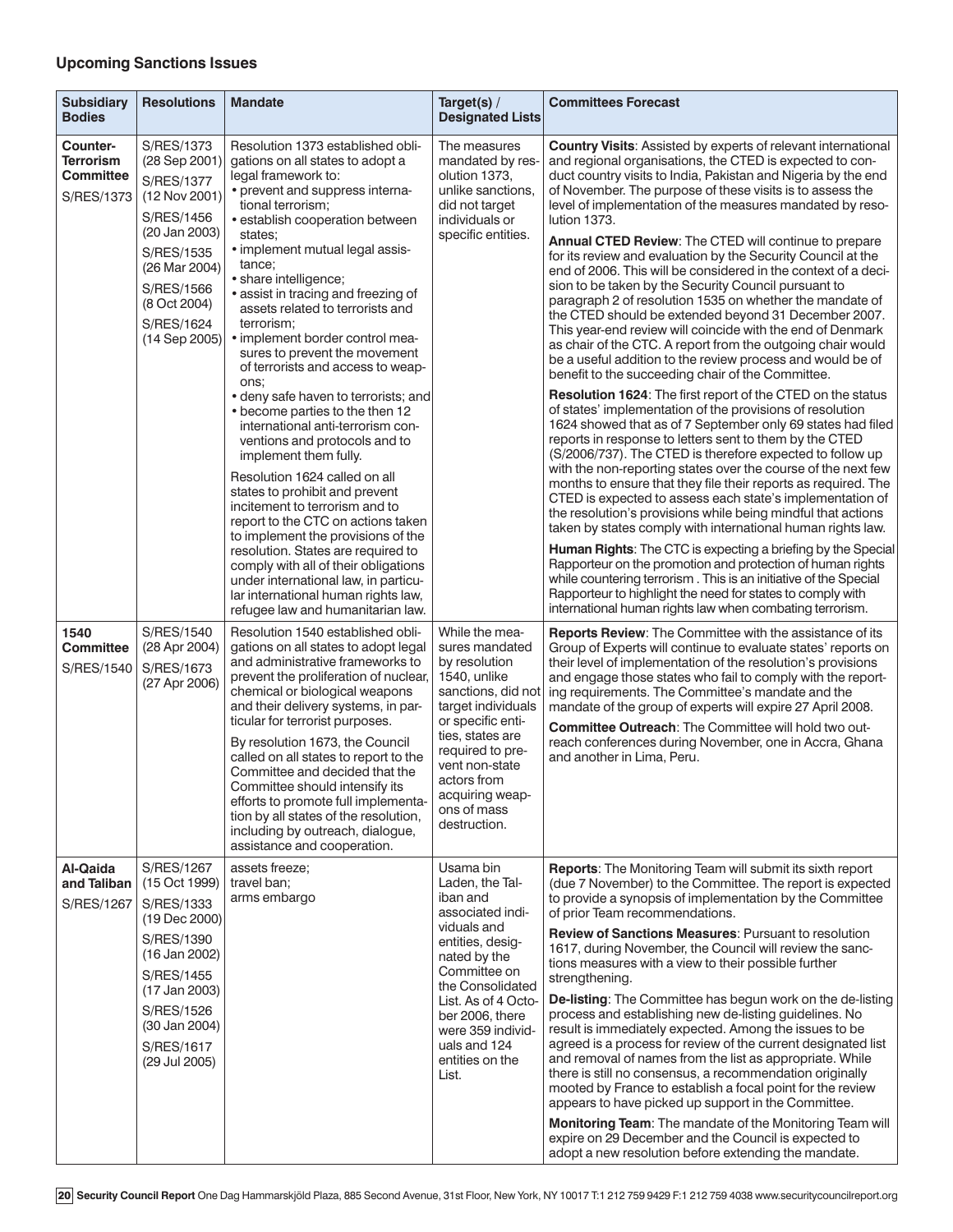## Upcoming Sanctions Issues

| Subsidiary Bodies | Resolutions | Mandate | Target(s) / Designated Lists | Committees Forecast |
|---|---|---|---|---|
| **Counter-Terrorism Committee** S/RES/1373 | S/RES/1373 (28 Sep 2001)<br>S/RES/1377 (12 Nov 2001)<br>S/RES/1456 (20 Jan 2003)<br>S/RES/1535 (26 Mar 2004)<br>S/RES/1566 (8 Oct 2004)<br>S/RES/1624 (14 Sep 2005) | Resolution 1373 established obligations on all states to adopt a legal framework to:<br>• prevent and suppress international terrorism;<br>• establish cooperation between states;<br>• implement mutual legal assistance;<br>• share intelligence;<br>• assist in tracing and freezing of assets related to terrorists and terrorism;<br>• implement border control measures to prevent the movement of terrorists and access to weapons;<br>• deny safe haven to terrorists; and<br>• become parties to the then 12 international anti-terrorism conventions and protocols and to implement them fully.<br><br>Resolution 1624 called on all states to prohibit and prevent incitement to terrorism and to report to the CTC on actions taken to implement the provisions of the resolution. States are required to comply with all of their obligations under international law, in particular international human rights law, refugee law and humanitarian law. | The measures mandated by resolution 1373, unlike sanctions, did not target individuals or specific entities. | **Country Visits**: Assisted by experts of relevant international and regional organisations, the CTED is expected to conduct country visits to India, Pakistan and Nigeria by the end of November. The purpose of these visits is to assess the level of implementation of the measures mandated by resolution 1373.<br><br>**Annual CTED Review**: The CTED will continue to prepare for its review and evaluation by the Security Council at the end of 2006. This will be considered in the context of a decision to be taken by the Security Council pursuant to paragraph 2 of resolution 1535 on whether the mandate of the CTED should be extended beyond 31 December 2007. This year-end review will coincide with the end of Denmark as chair of the CTC. A report from the outgoing chair would be a useful addition to the review process and would be of benefit to the succeeding chair of the Committee.<br><br>**Resolution 1624**: The first report of the CTED on the status of states' implementation of the provisions of resolution 1624 showed that as of 7 September only 69 states had filed reports in response to letters sent to them by the CTED (S/2006/737). The CTED is therefore expected to follow up with the non-reporting states over the course of the next few months to ensure that they file their reports as required. The CTED is expected to assess each state's implementation of the resolution's provisions while being mindful that actions taken by states comply with international human rights law.<br><br>**Human Rights**: The CTC is expecting a briefing by the Special Rapporteur on the promotion and protection of human rights while countering terrorism . This is an initiative of the Special Rapporteur to highlight the need for states to comply with international human rights law when combating terrorism. |
| **1540 Committee** S/RES/1540 | S/RES/1540 (28 Apr 2004)<br>S/RES/1673 (27 Apr 2006) | Resolution 1540 established obligations on all states to adopt legal and administrative frameworks to prevent the proliferation of nuclear, chemical or biological weapons and their delivery systems, in particular for terrorist purposes.<br><br>By resolution 1673, the Council called on all states to report to the Committee and decided that the Committee should intensify its efforts to promote full implementation by all states of the resolution, including by outreach, dialogue, assistance and cooperation. | While the measures mandated by resolution 1540, unlike sanctions, did not target individuals or specific entities, states are required to prevent non-state actors from acquiring weapons of mass destruction. | **Reports Review**: The Committee with the assistance of its Group of Experts will continue to evaluate states' reports on their level of implementation of the resolution's provisions and engage those states who fail to comply with the reporting requirements. The Committee's mandate and the mandate of the group of experts will expire 27 April 2008.<br><br>**Committee Outreach**: The Committee will hold two outreach conferences during November, one in Accra, Ghana and another in Lima, Peru. |
| **Al-Qaida and Taliban** S/RES/1267 | S/RES/1267 (15 Oct 1999)<br>S/RES/1333 (19 Dec 2000)<br>S/RES/1390 (16 Jan 2002)<br>S/RES/1455 (17 Jan 2003)<br>S/RES/1526 (30 Jan 2004)<br>S/RES/1617 (29 Jul 2005) | assets freeze;<br>travel ban;<br>arms embargo | Usama bin Laden, the Taliban and associated individuals and entities, designated by the Committee on the Consolidated List. As of 4 October 2006, there were 359 individuals and 124 entities on the List. | **Reports**: The Monitoring Team will submit its sixth report (due 7 November) to the Committee. The report is expected to provide a synopsis of implementation by the Committee of prior Team recommendations.<br><br>**Review of Sanctions Measures**: Pursuant to resolution 1617, during November, the Council will review the sanctions measures with a view to their possible further strengthening.<br><br>**De-listing**: The Committee has begun work on the de-listing process and establishing new de-listing guidelines. No result is immediately expected. Among the issues to be agreed is a process for review of the current designated list and removal of names from the list as appropriate. While there is still no consensus, a recommendation originally mooted by France to establish a focal point for the review appears to have picked up support in the Committee.<br><br>**Monitoring Team**: The mandate of the Monitoring Team will expire on 29 December and the Council is expected to adopt a new resolution before extending the mandate. |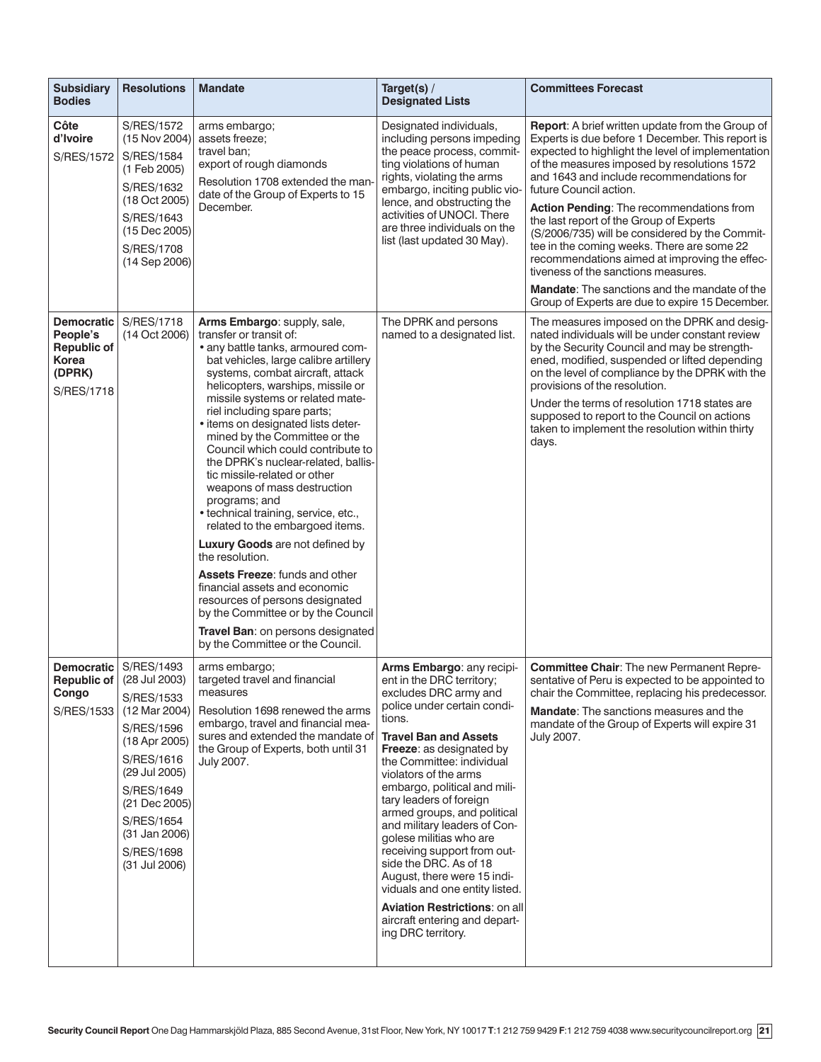| Subsidiary Bodies | Resolutions | Mandate | Target(s) / Designated Lists | Committees Forecast |
|---|---|---|---|---|
| **Côte d'Ivoire** S/RES/1572 | S/RES/1572 (15 Nov 2004) S/RES/1584 (1 Feb 2005) S/RES/1632 (18 Oct 2005) S/RES/1643 (15 Dec 2005) S/RES/1708 (14 Sep 2006) | arms embargo; assets freeze; travel ban; export of rough diamonds<br><br>Resolution 1708 extended the mandate of the Group of Experts to 15 December. | Designated individuals, including persons impeding the peace process, committing violations of human rights, violating the arms embargo, inciting public violence, and obstructing the activities of UNOCI. There are three individuals on the list (last updated 30 May). | **Report**: A brief written update from the Group of Experts is due before 1 December. This report is expected to highlight the level of implementation of the measures imposed by resolutions 1572 and 1643 and include recommendations for future Council action.<br><br>**Action Pending**: The recommendations from the last report of the Group of Experts (S/2006/735) will be considered by the Committee in the coming weeks. There are some 22 recommendations aimed at improving the effectiveness of the sanctions measures.<br><br>**Mandate**: The sanctions and the mandate of the Group of Experts are due to expire 15 December. |
| **Democratic People's Republic of Korea (DPRK)** S/RES/1718 | S/RES/1718 (14 Oct 2006) | **Arms Embargo**: supply, sale, transfer or transit of:<br>• any battle tanks, armoured combat vehicles, large calibre artillery systems, combat aircraft, attack helicopters, warships, missile or missile systems or related materiel including spare parts;<br>• items on designated lists determined by the Committee or the Council which could contribute to the DPRK's nuclear-related, ballistic missile-related or other weapons of mass destruction programs; and<br>• technical training, service, etc., related to the embargoed items.<br><br>**Luxury Goods** are not defined by the resolution.<br><br>**Assets Freeze**: funds and other financial assets and economic resources of persons designated by the Committee or by the Council<br><br>**Travel Ban**: on persons designated by the Committee or the Council. | The DPRK and persons named to a designated list. | The measures imposed on the DPRK and designated individuals will be under constant review by the Security Council and may be strengthened, modified, suspended or lifted depending on the level of compliance by the DPRK with the provisions of the resolution.<br><br>Under the terms of resolution 1718 states are supposed to report to the Council on actions taken to implement the resolution within thirty days. |
| **Democratic Republic of Congo** S/RES/1533 | S/RES/1493 (28 Jul 2003) S/RES/1533 (12 Mar 2004) S/RES/1596 (18 Apr 2005) S/RES/1616 (29 Jul 2005) S/RES/1649 (21 Dec 2005) S/RES/1654 (31 Jan 2006) S/RES/1698 (31 Jul 2006) | arms embargo; targeted travel and financial measures<br><br>Resolution 1698 renewed the arms embargo, travel and financial measures and extended the mandate of the Group of Experts, both until 31 July 2007. | **Arms Embargo**: any recipient in the DRC territory; excludes DRC army and police under certain conditions.<br><br>**Travel Ban and Assets Freeze**: as designated by the Committee: individual violators of the arms embargo, political and military leaders of foreign armed groups, and political and military leaders of Congolese militias who are receiving support from outside the DRC. As of 18 August, there were 15 individuals and one entity listed.<br><br>**Aviation Restrictions**: on all aircraft entering and departing DRC territory. | **Committee Chair**: The new Permanent Representative of Peru is expected to be appointed to chair the Committee, replacing his predecessor.<br><br>**Mandate**: The sanctions measures and the mandate of the Group of Experts will expire 31 July 2007. |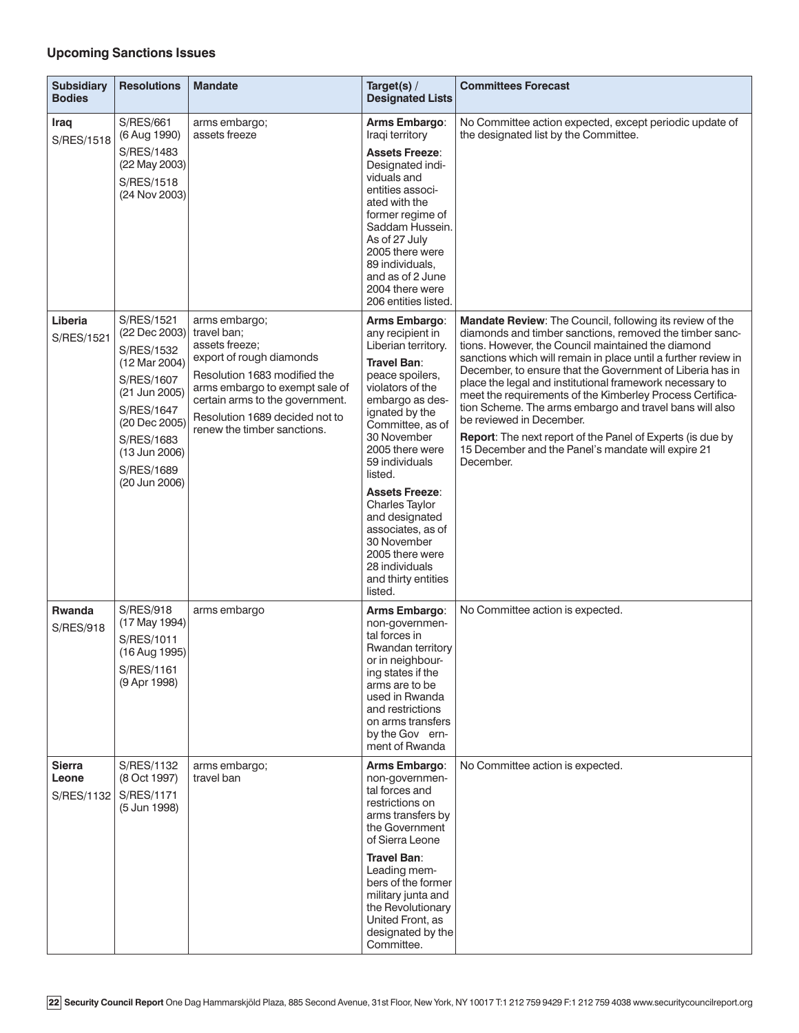## Upcoming Sanctions Issues

| Subsidiary Bodies | Resolutions | Mandate | Target(s) / Designated Lists | Committees Forecast |
|---|---|---|---|---|
| **Iraq** S/RES/1518 | S/RES/661 (6 Aug 1990) S/RES/1483 (22 May 2003) S/RES/1518 (24 Nov 2003) | arms embargo; assets freeze | **Arms Embargo**: Iraqi territory **Assets Freeze**: Designated individuals and entities associated with the former regime of Saddam Hussein. As of 27 July 2005 there were 89 individuals, and as of 2 June 2004 there were 206 entities listed. | No Committee action expected, except periodic update of the designated list by the Committee. |
| **Liberia** S/RES/1521 | S/RES/1521 (22 Dec 2003) S/RES/1532 (12 Mar 2004) S/RES/1607 (21 Jun 2005) S/RES/1647 (20 Dec 2005) S/RES/1683 (13 Jun 2006) S/RES/1689 (20 Jun 2006) | arms embargo; travel ban; assets freeze; export of rough diamonds Resolution 1683 modified the arms embargo to exempt sale of certain arms to the government. Resolution 1689 decided not to renew the timber sanctions. | **Arms Embargo**: any recipient in Liberian territory. **Travel Ban**: peace spoilers, violators of the embargo as designated by the Committee, as of 30 November 2005 there were 59 individuals listed. **Assets Freeze**: Charles Taylor and designated associates, as of 30 November 2005 there were 28 individuals and thirty entities listed. | **Mandate Review**: The Council, following its review of the diamonds and timber sanctions, removed the timber sanctions. However, the Council maintained the diamond sanctions which will remain in place until a further review in December, to ensure that the Government of Liberia has in place the legal and institutional framework necessary to meet the requirements of the Kimberley Process Certification Scheme. The arms embargo and travel bans will also be reviewed in December. **Report**: The next report of the Panel of Experts (is due by 15 December and the Panel's mandate will expire 21 December. |
| **Rwanda** S/RES/918 | S/RES/918 (17 May 1994) S/RES/1011 (16 Aug 1995) S/RES/1161 (9 Apr 1998) | arms embargo | **Arms Embargo**: non-governmental forces in Rwandan territory or in neighbouring states if the arms are to be used in Rwanda and restrictions on arms transfers by the Government of Rwanda | No Committee action is expected. |
| **Sierra Leone** S/RES/1132 | S/RES/1132 (8 Oct 1997) S/RES/1171 (5 Jun 1998) | arms embargo; travel ban | **Arms Embargo**: non-governmental forces and restrictions on arms transfers by the Government of Sierra Leone **Travel Ban**: Leading members of the former military junta and the Revolutionary United Front, as designated by the Committee. | No Committee action is expected. |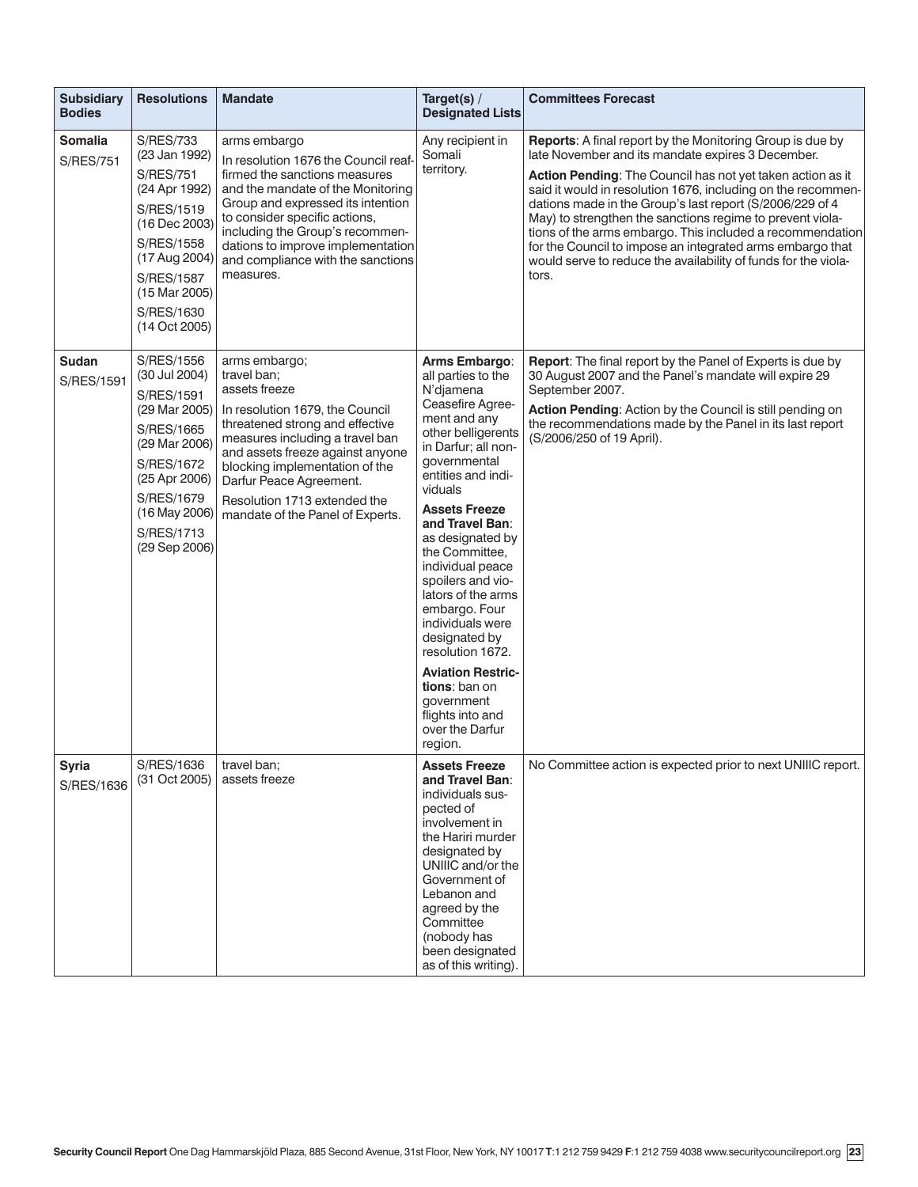| Subsidiary Bodies | Resolutions | Mandate | Target(s) / Designated Lists | Committees Forecast |
|---|---|---|---|---|
| **Somalia** S/RES/751 | S/RES/733 (23 Jan 1992) S/RES/751 (24 Apr 1992) S/RES/1519 (16 Dec 2003) S/RES/1558 (17 Aug 2004) S/RES/1587 (15 Mar 2005) S/RES/1630 (14 Oct 2005) | arms embargo In resolution 1676 the Council reaffirmed the sanctions measures and the mandate of the Monitoring Group and expressed its intention to consider specific actions, including the Group's recommendations to improve implementation and compliance with the sanctions measures. | Any recipient in Somali territory. | **Reports**: A final report by the Monitoring Group is due by late November and its mandate expires 3 December. **Action Pending**: The Council has not yet taken action as it said it would in resolution 1676, including on the recommendations made in the Group's last report (S/2006/229 of 4 May) to strengthen the sanctions regime to prevent violations of the arms embargo. This included a recommendation for the Council to impose an integrated arms embargo that would serve to reduce the availability of funds for the violators. |
| **Sudan** S/RES/1591 | S/RES/1556 (30 Jul 2004) S/RES/1591 (29 Mar 2005) S/RES/1665 (29 Mar 2006) S/RES/1672 (25 Apr 2006) S/RES/1679 (16 May 2006) S/RES/1713 (29 Sep 2006) | arms embargo; travel ban; assets freeze In resolution 1679, the Council threatened strong and effective measures including a travel ban and assets freeze against anyone blocking implementation of the Darfur Peace Agreement. Resolution 1713 extended the mandate of the Panel of Experts. | **Arms Embargo**: all parties to the N'djamena Ceasefire Agreement and any other belligerents in Darfur; all non-governmental entities and individuals **Assets Freeze and Travel Ban**: as designated by the Committee, individual peace spoilers and violators of the arms embargo. Four individuals were designated by resolution 1672. **Aviation Restrictions**: ban on government flights into and over the Darfur region. | **Report**: The final report by the Panel of Experts is due by 30 August 2007 and the Panel's mandate will expire 29 September 2007. **Action Pending**: Action by the Council is still pending on the recommendations made by the Panel in its last report (S/2006/250 of 19 April). |
| **Syria** S/RES/1636 | S/RES/1636 (31 Oct 2005) | travel ban; assets freeze | **Assets Freeze and Travel Ban**: individuals suspected of involvement in the Hariri murder designated by UNIIIC and/or the Government of Lebanon and agreed by the Committee (nobody has been designated as of this writing). | No Committee action is expected prior to next UNIIIC report. |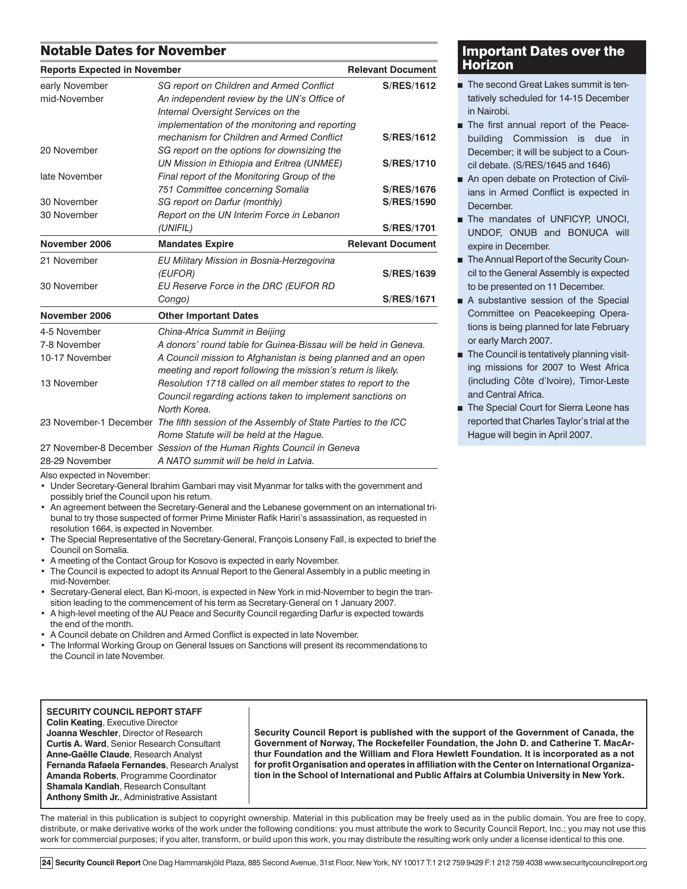## Notable Dates for November

| Reports Expected in November | | Relevant Document |
|---|---|---|
| early November | *SG report on Children and Armed Conflict* | **S/RES/1612** |
| mid-November | *An independent review by the UN's Office of Internal Oversight Services on the implementation of the monitoring and reporting mechanism for Children and Armed Conflict* | **S/RES/1612** |
| 20 November | *SG report on the options for downsizing the UN Mission in Ethiopia and Eritrea (UNMEE)* | **S/RES/1710** |
| late November | *Final report of the Monitoring Group of the 751 Committee concerning Somalia* | **S/RES/1676** |
| 30 November | *SG report on Darfur (monthly)* | **S/RES/1590** |
| 30 November | *Report on the UN Interim Force in Lebanon (UNIFIL)* | **S/RES/1701** |
| **November 2006** | **Mandates Expire** | **Relevant Document** |
| 21 November | *EU Military Mission in Bosnia-Herzegovina (EUFOR)* | **S/RES/1639** |
| 30 November | *EU Reserve Force in the DRC (EUFOR RD Congo)* | **S/RES/1671** |
| **November 2006** | **Other Important Dates** | |
| 4-5 November | *China-Africa Summit in Beijing* | |
| 7-8 November | *A donors' round table for Guinea-Bissau will be held in Geneva.* | |
| 10-17 November | *A Council mission to Afghanistan is being planned and an open meeting and report following the mission's return is likely.* | |
| 13 November | *Resolution 1718 called on all member states to report to the Council regarding actions taken to implement sanctions on North Korea.* | |
| 23 November-1 December | *The fifth session of the Assembly of State Parties to the ICC Rome Statute will be held at the Hague.* | |
| 27 November-8 December | *Session of the Human Rights Council in Geneva* | |
| 28-29 November | *A NATO summit will be held in Latvia.* | |

Also expected in November:

- Under Secretary-General Ibrahim Gambari may visit Myanmar for talks with the government and possibly brief the Council upon his return.
- An agreement between the Secretary-General and the Lebanese government on an international tribunal to try those suspected of former Prime Minister Rafik Hariri's assassination, as requested in resolution 1664, is expected in November.
- The Special Representative of the Secretary-General, François Lonseny Fall, is expected to brief the Council on Somalia.
- A meeting of the Contact Group for Kosovo is expected in early November.
- The Council is expected to adopt its Annual Report to the General Assembly in a public meeting in mid-November.
- Secretary-General elect, Ban Ki-moon, is expected in New York in mid-November to begin the transition leading to the commencement of his term as Secretary-General on 1 January 2007.
- A high-level meeting of the AU Peace and Security Council regarding Darfur is expected towards the end of the month.
- A Council debate on Children and Armed Conflict is expected in late November.
- The Informal Working Group on General Issues on Sanctions will present its recommendations to the Council in late November.

## Important Dates over the Horizon

- The second Great Lakes summit is tentatively scheduled for 14-15 December in Nairobi.
- The first annual report of the Peacebuilding Commission is due in December; it will be subject to a Council debate. (S/RES/1645 and 1646)
- An open debate on Protection of Civilians in Armed Conflict is expected in December.
- The mandates of UNFICYP, UNOCI, UNDOF, ONUB and BONUCA will expire in December.
- The Annual Report of the Security Council to the General Assembly is expected to be presented on 11 December.
- A substantive session of the Special Committee on Peacekeeping Operations is being planned for late February or early March 2007.
- The Council is tentatively planning visiting missions for 2007 to West Africa (including Côte d'Ivoire), Timor-Leste and Central Africa.
- The Special Court for Sierra Leone has reported that Charles Taylor's trial at the Hague will begin in April 2007.

**SECURITY COUNCIL REPORT STAFF**
**Colin Keating**, Executive Director
**Joanna Weschler**, Director of Research
**Curtis A. Ward**, Senior Research Consultant
**Anne-Gaëlle Claude**, Research Analyst
**Fernanda Rafaela Fernandes**, Research Analyst
**Amanda Roberts**, Programme Coordinator
**Shamala Kandiah**, Research Consultant
**Anthony Smith Jr.**, Administrative Assistant

**Security Council Report is published with the support of the Government of Canada, the Government of Norway, The Rockefeller Foundation, the John D. and Catherine T. MacArthur Foundation and the William and Flora Hewlett Foundation. It is incorporated as a not for profit Organisation and operates in affiliation with the Center on International Organization in the School of International and Public Affairs at Columbia University in New York.**

The material in this publication is subject to copyright ownership. Material in this publication may be freely used as in the public domain. You are free to copy, distribute, or make derivative works of the work under the following conditions: you must attribute the work to Security Council Report, Inc.; you may not use this work for commercial purposes; if you alter, transform, or build upon this work, you may distribute the resulting work only under a license identical to this one.

**Security Council Report** One Dag Hammarskjöld Plaza, 885 Second Avenue, 31st Floor, New York, NY 10017 T:1 212 759 9429 F:1 212 759 4038 www.securitycouncilreport.org